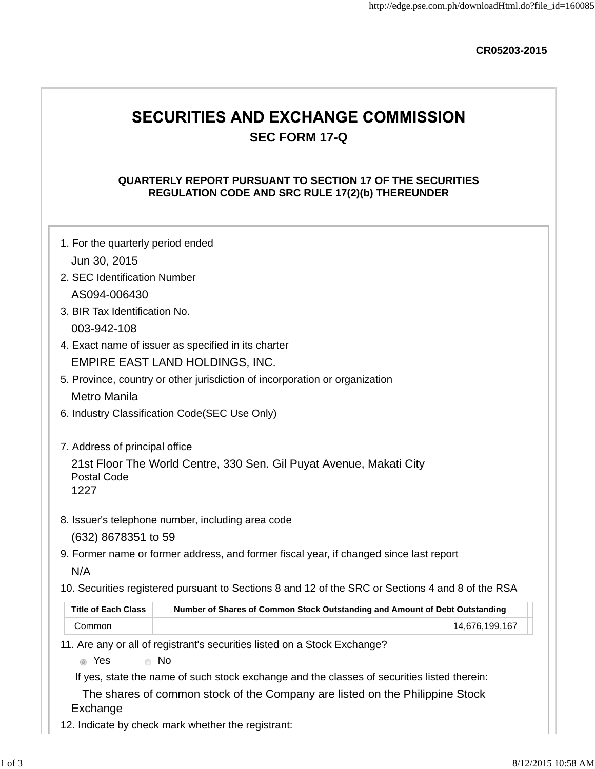CR05203-2015

# SECURITIES AND EXCHANGE COMMISSION

## SEC FORM 17-Q

### QUARTERLY REPORT PURSUANT TO SECTION 17 OF THE SECURITIES REGULATION CODE AND SRC RULE 17(2)(b) THEREUNDER

1. For the quarterly period ended

   Jun 30, 2015

2. SEC Identification Number

   AS094-006430

3. BIR Tax Identification No.

   003-942-108

4. Exact name of issuer as specified in its charter

   EMPIRE EAST LAND HOLDINGS, INC.

5. Province, country or other jurisdiction of incorporation or organization

   Metro Manila

6. Industry Classification Code(SEC Use Only)

7. Address of principal office

   21st Floor The World Centre, 330 Sen. Gil Puyat Avenue, Makati City
   Postal Code
   1227

8. Issuer's telephone number, including area code

   (632) 8678351 to 59

9. Former name or former address, and former fiscal year, if changed since last report

   N/A

10. Securities registered pursuant to Sections 8 and 12 of the SRC or Sections 4 and 8 of the RSA

| Title of Each Class | Number of Shares of Common Stock Outstanding and Amount of Debt Outstanding |
|---|---|
| Common | 14,676,199,167 |

11. Are any or all of registrant's securities listed on a Stock Exchange?

   ◉ Yes ○ No

   If yes, state the name of such stock exchange and the classes of securities listed therein:

   The shares of common stock of the Company are listed on the Philippine Stock Exchange

12. Indicate by check mark whether the registrant: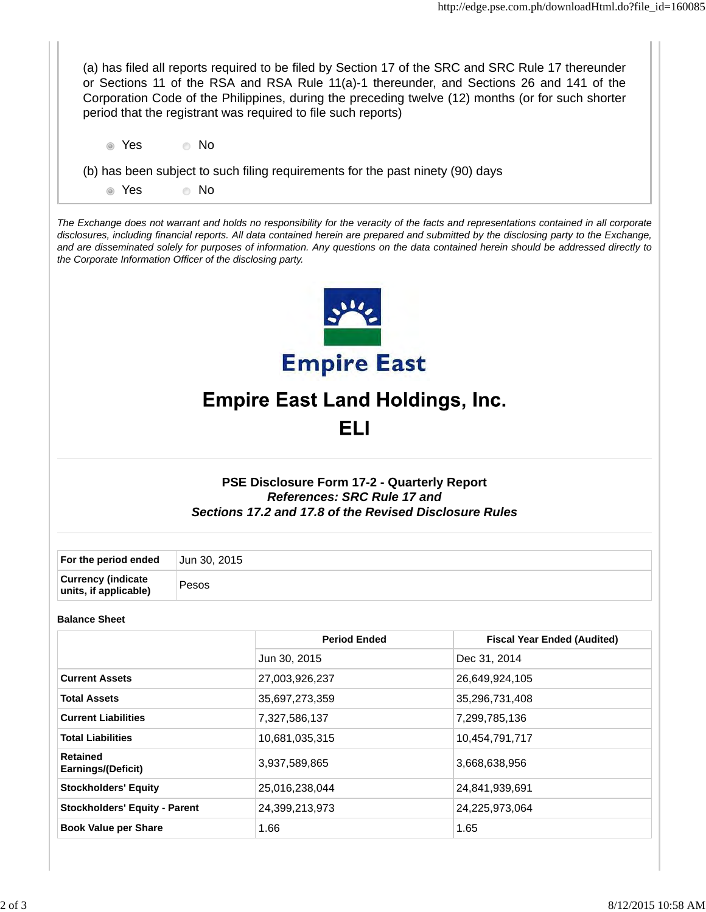(a) has filed all reports required to be filed by Section 17 of the SRC and SRC Rule 17 thereunder or Sections 11 of the RSA and RSA Rule 11(a)-1 thereunder, and Sections 26 and 141 of the Corporation Code of the Philippines, during the preceding twelve (12) months (or for such shorter period that the registrant was required to file such reports)

◉ Yes ○ No

(b) has been subject to such filing requirements for the past ninety (90) days

◉ Yes ○ No

*The Exchange does not warrant and holds no responsibility for the veracity of the facts and representations contained in all corporate disclosures, including financial reports. All data contained herein are prepared and submitted by the disclosing party to the Exchange, and are disseminated solely for purposes of information. Any questions on the data contained herein should be addressed directly to the Corporate Information Officer of the disclosing party.*

Empire East

# Empire East Land Holdings, Inc.

# ELI

### PSE Disclosure Form 17-2 - Quarterly Report

***References: SRC Rule 17 and***

***Sections 17.2 and 17.8 of the Revised Disclosure Rules***

| | |
|---|---|
| **For the period ended** | Jun 30, 2015 |
| **Currency (indicate units, if applicable)** | Pesos |

**Balance Sheet**

| | Period Ended | Fiscal Year Ended (Audited) |
|---|---|---|
| | Jun 30, 2015 | Dec 31, 2014 |
| **Current Assets** | 27,003,926,237 | 26,649,924,105 |
| **Total Assets** | 35,697,273,359 | 35,296,731,408 |
| **Current Liabilities** | 7,327,586,137 | 7,299,785,136 |
| **Total Liabilities** | 10,681,035,315 | 10,454,791,717 |
| **Retained Earnings/(Deficit)** | 3,937,589,865 | 3,668,638,956 |
| **Stockholders' Equity** | 25,016,238,044 | 24,841,939,691 |
| **Stockholders' Equity - Parent** | 24,399,213,973 | 24,225,973,064 |
| **Book Value per Share** | 1.66 | 1.65 |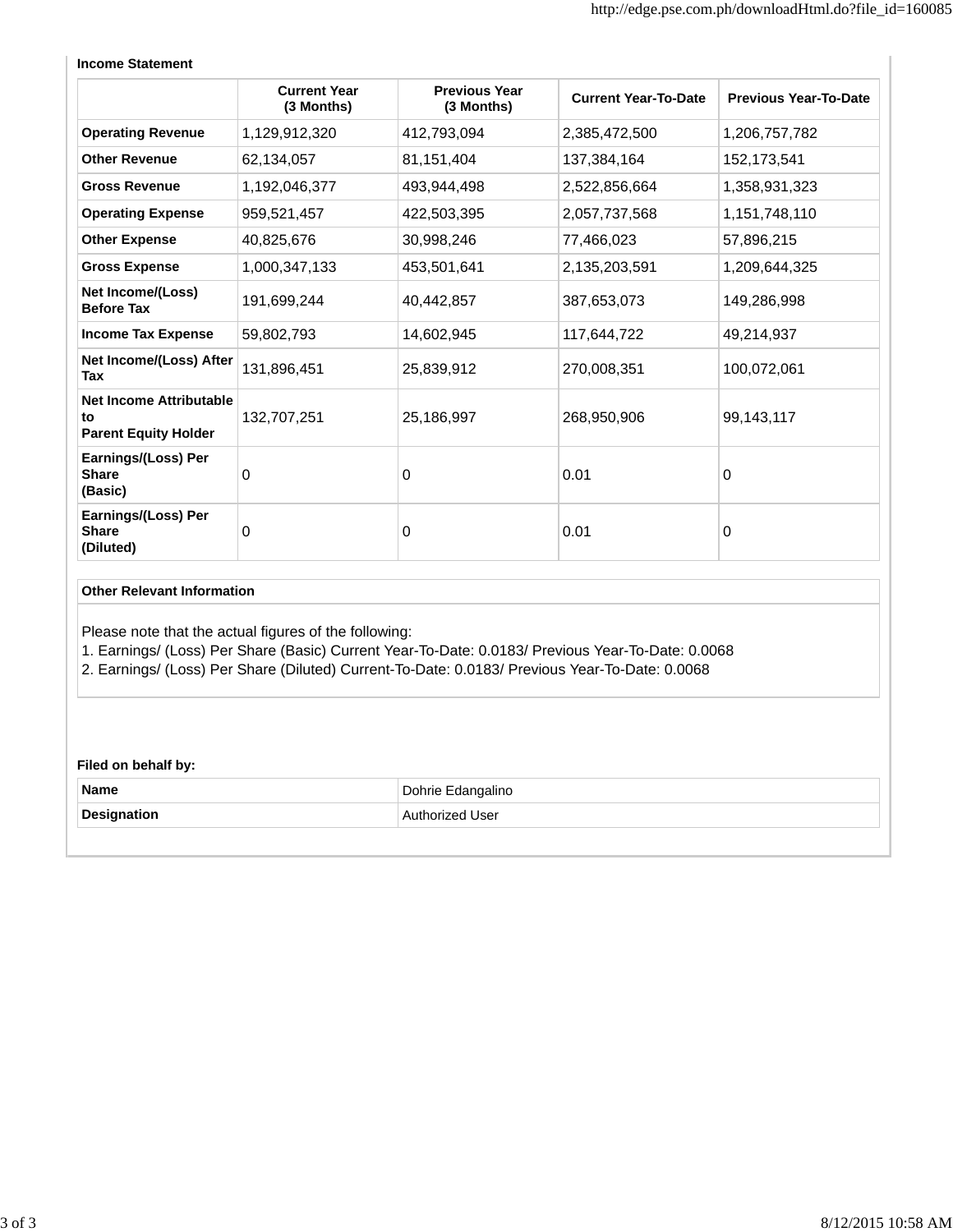**Income Statement**

| | Current Year (3 Months) | Previous Year (3 Months) | Current Year-To-Date | Previous Year-To-Date |
|---|---|---|---|---|
| **Operating Revenue** | 1,129,912,320 | 412,793,094 | 2,385,472,500 | 1,206,757,782 |
| **Other Revenue** | 62,134,057 | 81,151,404 | 137,384,164 | 152,173,541 |
| **Gross Revenue** | 1,192,046,377 | 493,944,498 | 2,522,856,664 | 1,358,931,323 |
| **Operating Expense** | 959,521,457 | 422,503,395 | 2,057,737,568 | 1,151,748,110 |
| **Other Expense** | 40,825,676 | 30,998,246 | 77,466,023 | 57,896,215 |
| **Gross Expense** | 1,000,347,133 | 453,501,641 | 2,135,203,591 | 1,209,644,325 |
| **Net Income/(Loss) Before Tax** | 191,699,244 | 40,442,857 | 387,653,073 | 149,286,998 |
| **Income Tax Expense** | 59,802,793 | 14,602,945 | 117,644,722 | 49,214,937 |
| **Net Income/(Loss) After Tax** | 131,896,451 | 25,839,912 | 270,008,351 | 100,072,061 |
| **Net Income Attributable to Parent Equity Holder** | 132,707,251 | 25,186,997 | 268,950,906 | 99,143,117 |
| **Earnings/(Loss) Per Share (Basic)** | 0 | 0 | 0.01 | 0 |
| **Earnings/(Loss) Per Share (Diluted)** | 0 | 0 | 0.01 | 0 |

**Other Relevant Information**

Please note that the actual figures of the following:
1. Earnings/ (Loss) Per Share (Basic) Current Year-To-Date: 0.0183/ Previous Year-To-Date: 0.0068
2. Earnings/ (Loss) Per Share (Diluted) Current-To-Date: 0.0183/ Previous Year-To-Date: 0.0068

**Filed on behalf by:**

| | |
|---|---|
| **Name** | Dohrie Edangalino |
| **Designation** | Authorized User |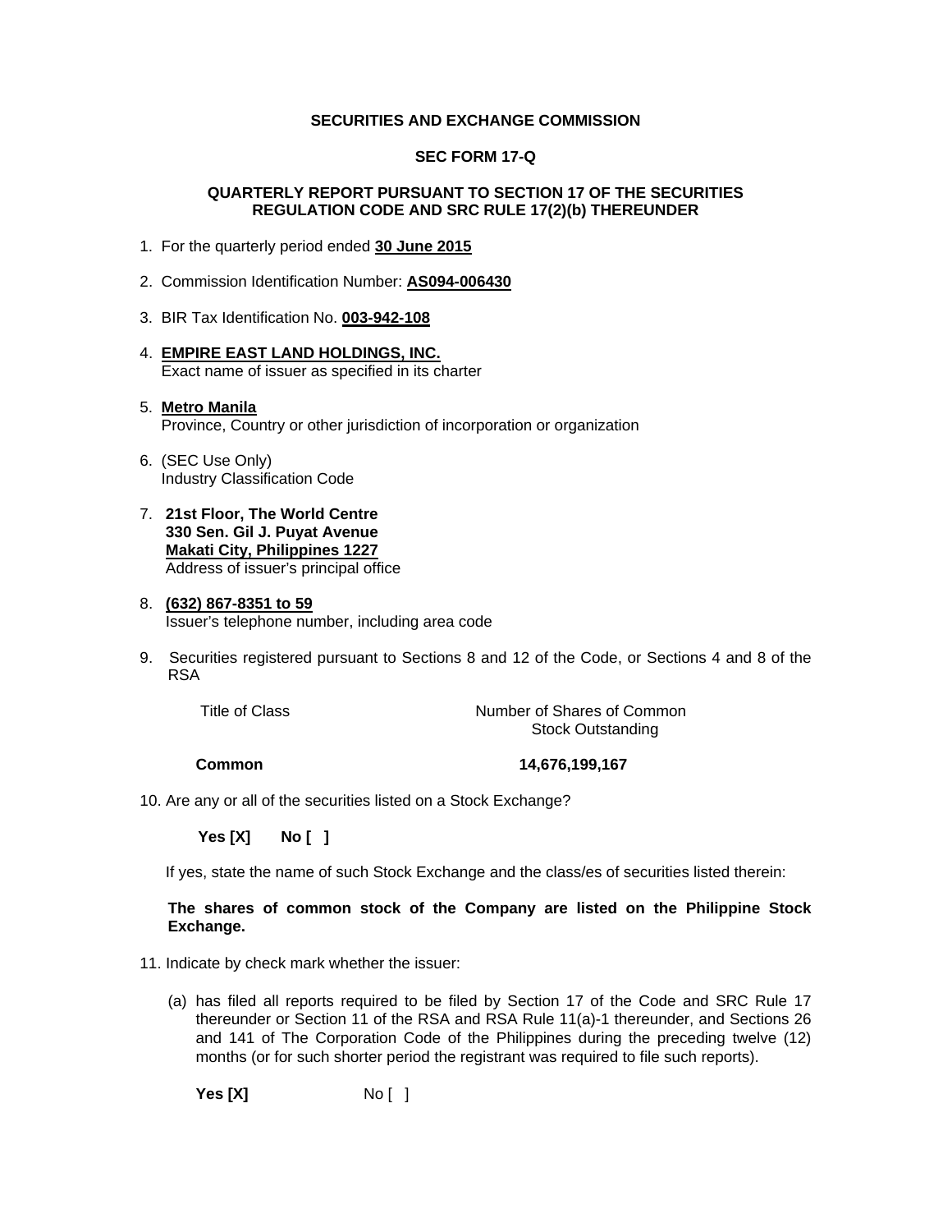**SECURITIES AND EXCHANGE COMMISSION**

**SEC FORM 17-Q**

**QUARTERLY REPORT PURSUANT TO SECTION 17 OF THE SECURITIES REGULATION CODE AND SRC RULE 17(2)(b) THEREUNDER**

1. For the quarterly period ended **30 June 2015**

2. Commission Identification Number: **AS094-006430**

3. BIR Tax Identification No. **003-942-108**

4. **EMPIRE EAST LAND HOLDINGS, INC.**
   Exact name of issuer as specified in its charter

5. **Metro Manila**
   Province, Country or other jurisdiction of incorporation or organization

6. (SEC Use Only)
   Industry Classification Code

7. **21st Floor, The World Centre**
   **330 Sen. Gil J. Puyat Avenue**
   **Makati City, Philippines 1227**
   Address of issuer's principal office

8. **(632) 867-8351 to 59**
   Issuer's telephone number, including area code

9. Securities registered pursuant to Sections 8 and 12 of the Code, or Sections 4 and 8 of the RSA

| Title of Class | Number of Shares of Common Stock Outstanding |
| --- | --- |
| **Common** | **14,676,199,167** |

10. Are any or all of the securities listed on a Stock Exchange?

    **Yes [X]** **No [ ]**

    If yes, state the name of such Stock Exchange and the class/es of securities listed therein:

    **The shares of common stock of the Company are listed on the Philippine Stock Exchange.**

11. Indicate by check mark whether the issuer:

    (a) has filed all reports required to be filed by Section 17 of the Code and SRC Rule 17 thereunder or Section 11 of the RSA and RSA Rule 11(a)-1 thereunder, and Sections 26 and 141 of The Corporation Code of the Philippines during the preceding twelve (12) months (or for such shorter period the registrant was required to file such reports).

    **Yes [X]** No [ ]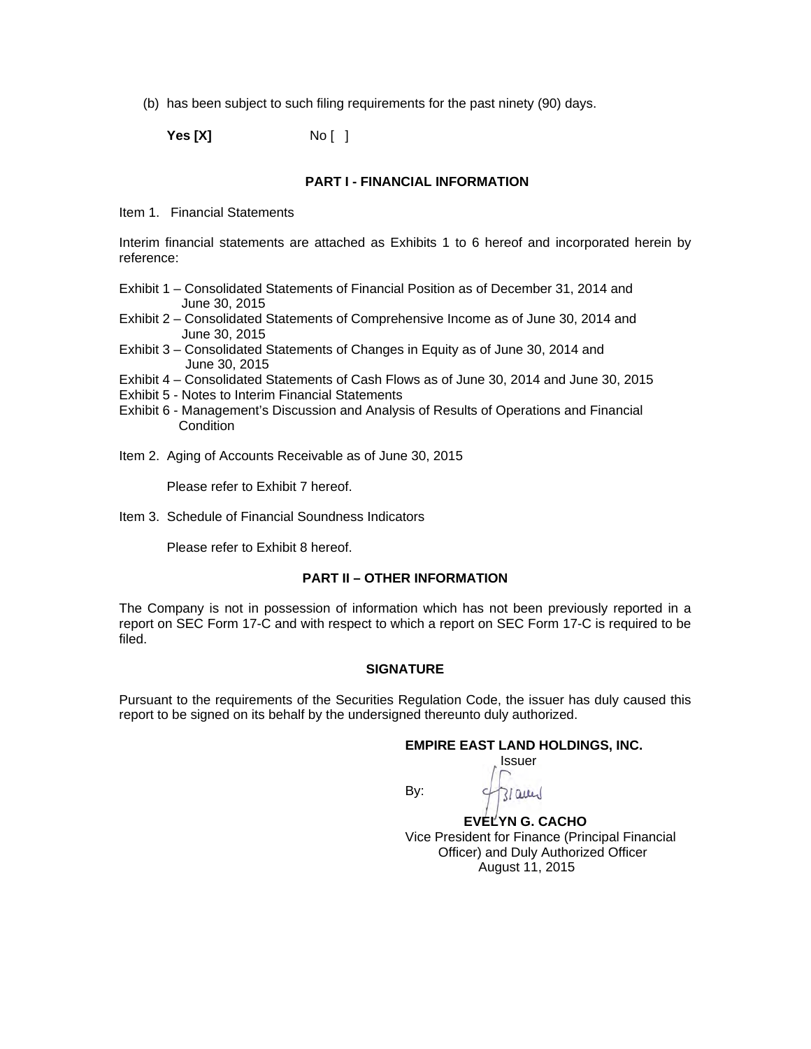(b) has been subject to such filing requirements for the past ninety (90) days.

**Yes [X]** No [ ]

## PART I - FINANCIAL INFORMATION

Item 1. Financial Statements

Interim financial statements are attached as Exhibits 1 to 6 hereof and incorporated herein by reference:

Exhibit 1 – Consolidated Statements of Financial Position as of December 31, 2014 and June 30, 2015
Exhibit 2 – Consolidated Statements of Comprehensive Income as of June 30, 2014 and June 30, 2015
Exhibit 3 – Consolidated Statements of Changes in Equity as of June 30, 2014 and June 30, 2015
Exhibit 4 – Consolidated Statements of Cash Flows as of June 30, 2014 and June 30, 2015
Exhibit 5 - Notes to Interim Financial Statements
Exhibit 6 - Management's Discussion and Analysis of Results of Operations and Financial Condition

Item 2. Aging of Accounts Receivable as of June 30, 2015

Please refer to Exhibit 7 hereof.

Item 3. Schedule of Financial Soundness Indicators

Please refer to Exhibit 8 hereof.

## PART II – OTHER INFORMATION

The Company is not in possession of information which has not been previously reported in a report on SEC Form 17-C and with respect to which a report on SEC Form 17-C is required to be filed.

## SIGNATURE

Pursuant to the requirements of the Securities Regulation Code, the issuer has duly caused this report to be signed on its behalf by the undersigned thereunto duly authorized.

**EMPIRE EAST LAND HOLDINGS, INC.**
Issuer

By:

**EVELYN G. CACHO**
Vice President for Finance (Principal Financial Officer) and Duly Authorized Officer
August 11, 2015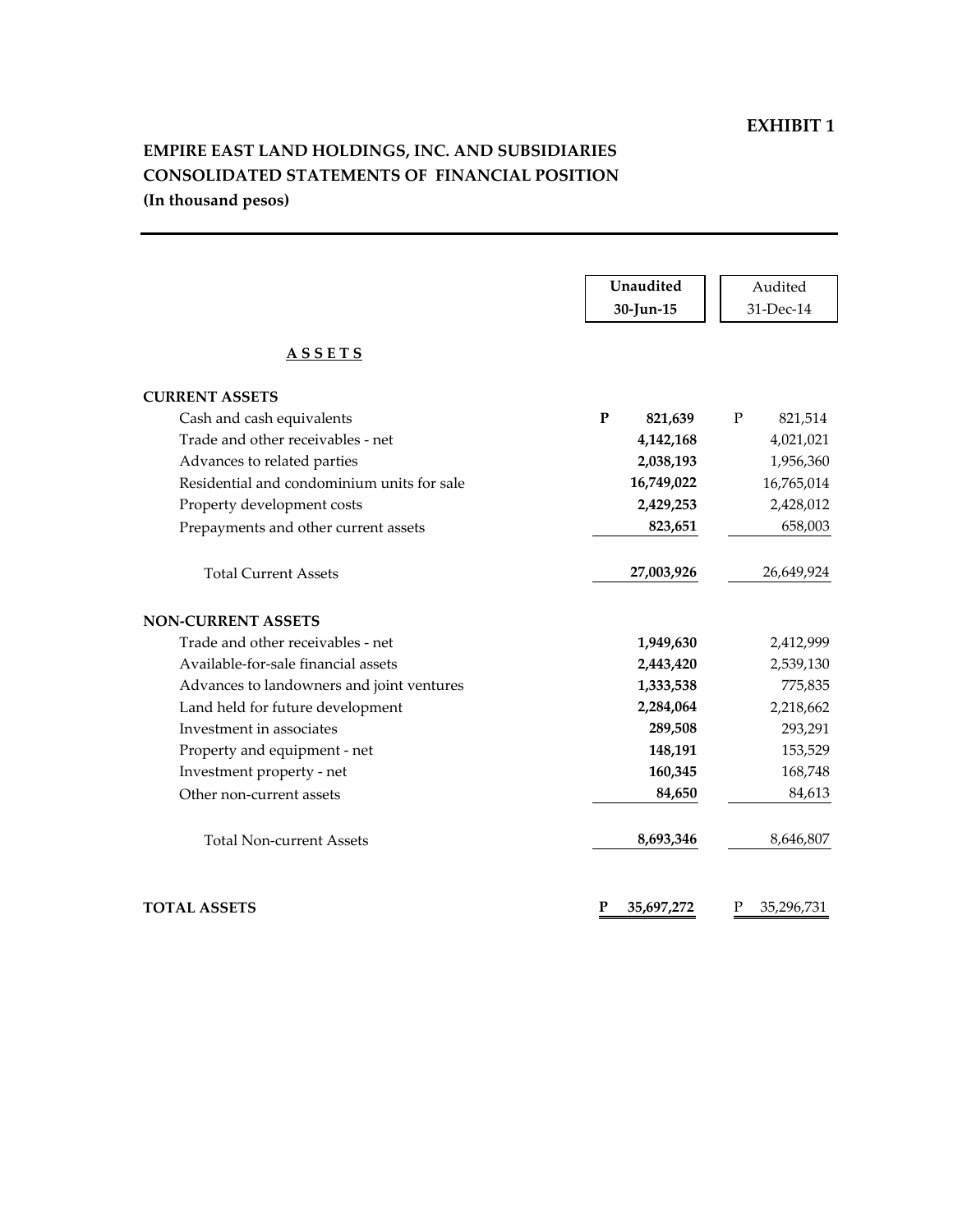**EXHIBIT 1**

# EMPIRE EAST LAND HOLDINGS, INC. AND SUBSIDIARIES
## CONSOLIDATED STATEMENTS OF FINANCIAL POSITION
**(In thousand pesos)**

| | **Unaudited 30-Jun-15** | Audited 31-Dec-14 |
|---|---|---|
| **A S S E T S** | | |
| **CURRENT ASSETS** | | |
| Cash and cash equivalents | **P 821,639** | P 821,514 |
| Trade and other receivables - net | **4,142,168** | 4,021,021 |
| Advances to related parties | **2,038,193** | 1,956,360 |
| Residential and condominium units for sale | **16,749,022** | 16,765,014 |
| Property development costs | **2,429,253** | 2,428,012 |
| Prepayments and other current assets | **823,651** | 658,003 |
| Total Current Assets | **27,003,926** | 26,649,924 |
| **NON-CURRENT ASSETS** | | |
| Trade and other receivables - net | **1,949,630** | 2,412,999 |
| Available-for-sale financial assets | **2,443,420** | 2,539,130 |
| Advances to landowners and joint ventures | **1,333,538** | 775,835 |
| Land held for future development | **2,284,064** | 2,218,662 |
| Investment in associates | **289,508** | 293,291 |
| Property and equipment - net | **148,191** | 153,529 |
| Investment property - net | **160,345** | 168,748 |
| Other non-current assets | **84,650** | 84,613 |
| Total Non-current Assets | **8,693,346** | 8,646,807 |
| **TOTAL ASSETS** | **P 35,697,272** | P 35,296,731 |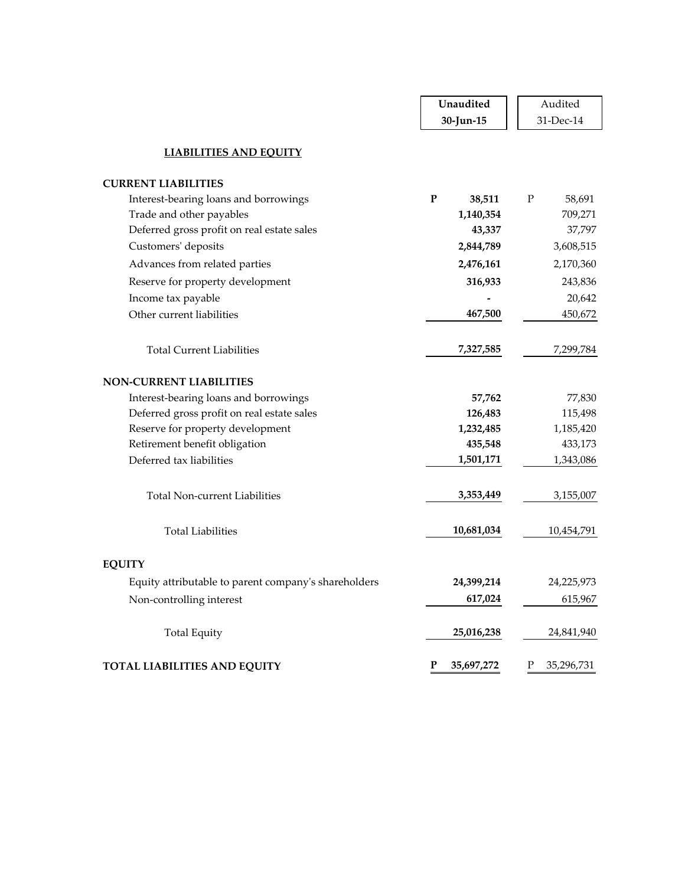| | Unaudited 30-Jun-15 | Audited 31-Dec-14 |
|---|---|---|
| **LIABILITIES AND EQUITY** | | |
| **CURRENT LIABILITIES** | | |
| Interest-bearing loans and borrowings | **P 38,511** | P 58,691 |
| Trade and other payables | **1,140,354** | 709,271 |
| Deferred gross profit on real estate sales | **43,337** | 37,797 |
| Customers' deposits | **2,844,789** | 3,608,515 |
| Advances from related parties | **2,476,161** | 2,170,360 |
| Reserve for property development | **316,933** | 243,836 |
| Income tax payable | **-** | 20,642 |
| Other current liabilities | **467,500** | 450,672 |
| Total Current Liabilities | **7,327,585** | 7,299,784 |
| **NON-CURRENT LIABILITIES** | | |
| Interest-bearing loans and borrowings | **57,762** | 77,830 |
| Deferred gross profit on real estate sales | **126,483** | 115,498 |
| Reserve for property development | **1,232,485** | 1,185,420 |
| Retirement benefit obligation | **435,548** | 433,173 |
| Deferred tax liabilities | **1,501,171** | 1,343,086 |
| Total Non-current Liabilities | **3,353,449** | 3,155,007 |
| Total Liabilities | **10,681,034** | 10,454,791 |
| **EQUITY** | | |
| Equity attributable to parent company's shareholders | **24,399,214** | 24,225,973 |
| Non-controlling interest | **617,024** | 615,967 |
| Total Equity | **25,016,238** | 24,841,940 |
| **TOTAL LIABILITIES AND EQUITY** | **P 35,697,272** | P 35,296,731 |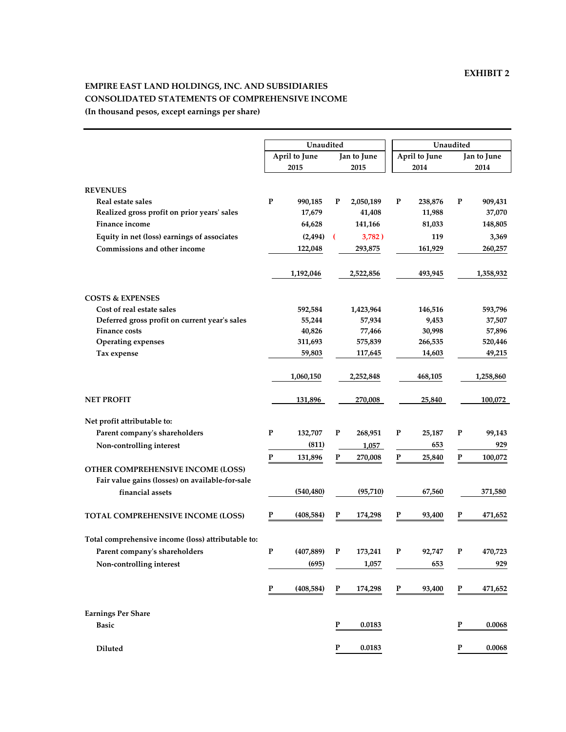**EXHIBIT 2**

**EMPIRE EAST LAND HOLDINGS, INC. AND SUBSIDIARIES**
**CONSOLIDATED STATEMENTS OF COMPREHENSIVE INCOME**
**(In thousand pesos, except earnings per share)**

| | Unaudited | | Unaudited | |
|---|---|---|---|---|
| | April to June 2015 | Jan to June 2015 | April to June 2014 | Jan to June 2014 |
| **REVENUES** | | | | |
| Real estate sales | P 990,185 | P 2,050,189 | P 238,876 | P 909,431 |
| Realized gross profit on prior years' sales | 17,679 | 41,408 | 11,988 | 37,070 |
| Finance income | 64,628 | 141,166 | 81,033 | 148,805 |
| Equity in net (loss) earnings of associates | (2,494) | (3,782) | 119 | 3,369 |
| Commissions and other income | 122,048 | 293,875 | 161,929 | 260,257 |
| | 1,192,046 | 2,522,856 | 493,945 | 1,358,932 |
| **COSTS & EXPENSES** | | | | |
| Cost of real estate sales | 592,584 | 1,423,964 | 146,516 | 593,796 |
| Deferred gross profit on current year's sales | 55,244 | 57,934 | 9,453 | 37,507 |
| Finance costs | 40,826 | 77,466 | 30,998 | 57,896 |
| Operating expenses | 311,693 | 575,839 | 266,535 | 520,446 |
| Tax expense | 59,803 | 117,645 | 14,603 | 49,215 |
| | 1,060,150 | 2,252,848 | 468,105 | 1,258,860 |
| **NET PROFIT** | 131,896 | 270,008 | 25,840 | 100,072 |
| Net profit attributable to: | | | | |
| Parent company's shareholders | P 132,707 | P 268,951 | P 25,187 | P 99,143 |
| Non-controlling interest | (811) | 1,057 | 653 | 929 |
| | P 131,896 | P 270,008 | P 25,840 | P 100,072 |
| **OTHER COMPREHENSIVE INCOME (LOSS)** | | | | |
| Fair value gains (losses) on available-for-sale financial assets | (540,480) | (95,710) | 67,560 | 371,580 |
| **TOTAL COMPREHENSIVE INCOME (LOSS)** | P (408,584) | P 174,298 | P 93,400 | P 471,652 |
| Total comprehensive income (loss) attributable to: | | | | |
| Parent company's shareholders | P (407,889) | P 173,241 | P 92,747 | P 470,723 |
| Non-controlling interest | (695) | 1,057 | 653 | 929 |
| | P (408,584) | P 174,298 | P 93,400 | P 471,652 |
| Earnings Per Share | | | | |
| Basic | | P 0.0183 | | P 0.0068 |
| Diluted | | P 0.0183 | | P 0.0068 |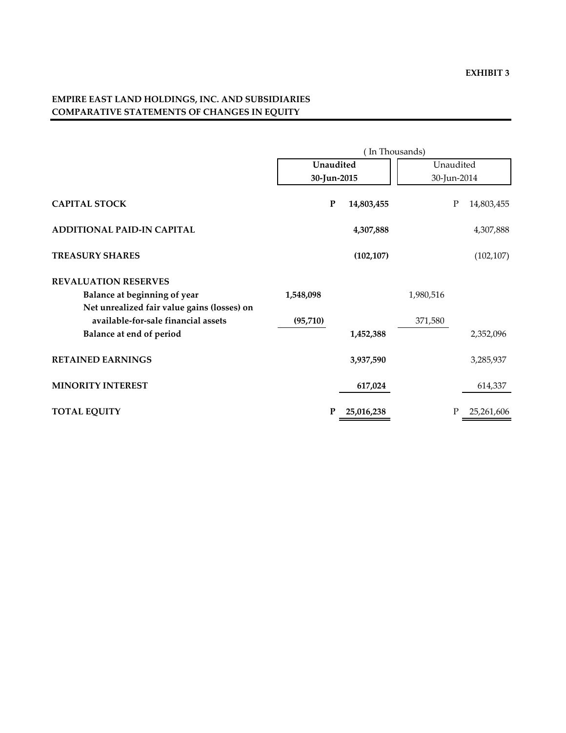EXHIBIT 3

## EMPIRE EAST LAND HOLDINGS, INC. AND SUBSIDIARIES
## COMPARATIVE STATEMENTS OF CHANGES IN EQUITY

| | ( In Thousands) | | | |
|---|---|---|---|---|
| | **Unaudited** | | Unaudited | |
| | **30-Jun-2015** | | 30-Jun-2014 | |
| **CAPITAL STOCK** | | **P 14,803,455** | | P 14,803,455 |
| **ADDITIONAL PAID-IN CAPITAL** | | **4,307,888** | | 4,307,888 |
| **TREASURY SHARES** | | **(102,107)** | | (102,107) |
| **REVALUATION RESERVES** | | | | |
| **Balance at beginning of year** | **1,548,098** | | 1,980,516 | |
| **Net unrealized fair value gains (losses) on available-for-sale financial assets** | **(95,710)** | | 371,580 | |
| **Balance at end of period** | | **1,452,388** | | 2,352,096 |
| **RETAINED EARNINGS** | | **3,937,590** | | 3,285,937 |
| **MINORITY INTEREST** | | **617,024** | | 614,337 |
| **TOTAL EQUITY** | | **P 25,016,238** | | P 25,261,606 |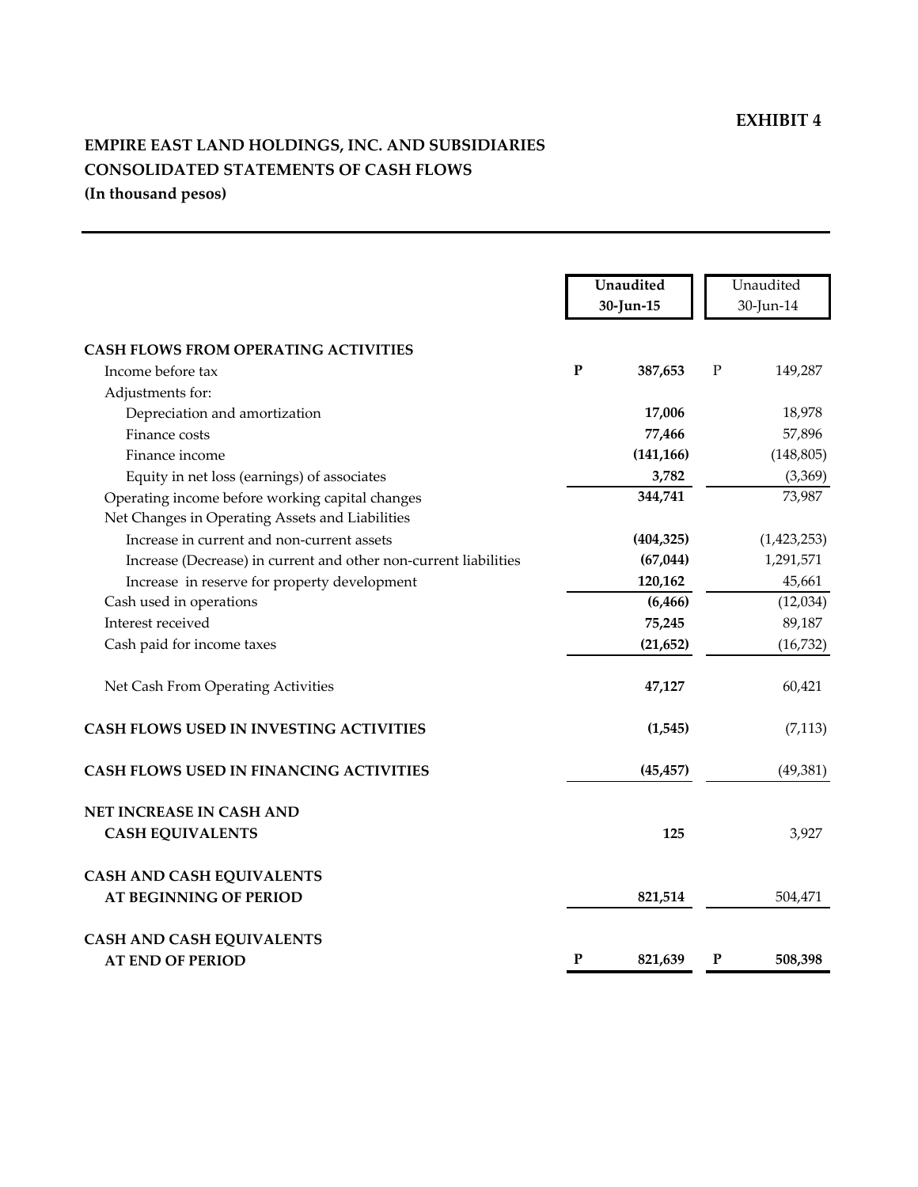**EXHIBIT 4**

**EMPIRE EAST LAND HOLDINGS, INC. AND SUBSIDIARIES**
**CONSOLIDATED STATEMENTS OF CASH FLOWS**
**(In thousand pesos)**

| | **Unaudited 30-Jun-15** | Unaudited 30-Jun-14 |
|---|---|---|
| **CASH FLOWS FROM OPERATING ACTIVITIES** | | |
| Income before tax | **P 387,653** | P 149,287 |
| Adjustments for: | | |
| Depreciation and amortization | **17,006** | 18,978 |
| Finance costs | **77,466** | 57,896 |
| Finance income | **(141,166)** | (148,805) |
| Equity in net loss (earnings) of associates | **3,782** | (3,369) |
| Operating income before working capital changes | **344,741** | 73,987 |
| Net Changes in Operating Assets and Liabilities | | |
| Increase in current and non-current assets | **(404,325)** | (1,423,253) |
| Increase (Decrease) in current and other non-current liabilities | **(67,044)** | 1,291,571 |
| Increase in reserve for property development | **120,162** | 45,661 |
| Cash used in operations | **(6,466)** | (12,034) |
| Interest received | **75,245** | 89,187 |
| Cash paid for income taxes | **(21,652)** | (16,732) |
| Net Cash From Operating Activities | **47,127** | 60,421 |
| **CASH FLOWS USED IN INVESTING ACTIVITIES** | **(1,545)** | (7,113) |
| **CASH FLOWS USED IN FINANCING ACTIVITIES** | **(45,457)** | (49,381) |
| **NET INCREASE IN CASH AND CASH EQUIVALENTS** | **125** | 3,927 |
| **CASH AND CASH EQUIVALENTS AT BEGINNING OF PERIOD** | **821,514** | 504,471 |
| **CASH AND CASH EQUIVALENTS AT END OF PERIOD** | **P 821,639** | **P 508,398** |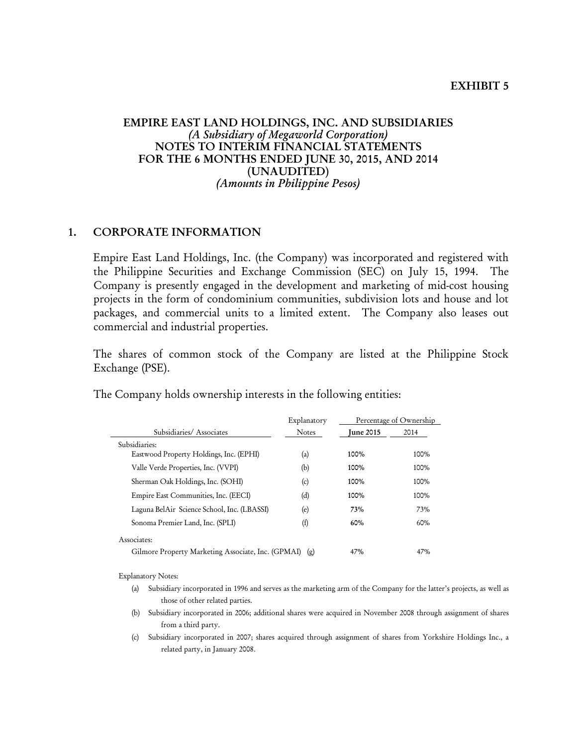EXHIBIT 5

# EMPIRE EAST LAND HOLDINGS, INC. AND SUBSIDIARIES
*(A Subsidiary of Megaworld Corporation)*
**NOTES TO INTERIM FINANCIAL STATEMENTS**
**FOR THE 6 MONTHS ENDED JUNE 30, 2015, AND 2014**
**(UNAUDITED)**
*(Amounts in Philippine Pesos)*

## 1. CORPORATE INFORMATION

Empire East Land Holdings, Inc. (the Company) was incorporated and registered with the Philippine Securities and Exchange Commission (SEC) on July 15, 1994. The Company is presently engaged in the development and marketing of mid-cost housing projects in the form of condominium communities, subdivision lots and house and lot packages, and commercial units to a limited extent. The Company also leases out commercial and industrial properties.

The shares of common stock of the Company are listed at the Philippine Stock Exchange (PSE).

The Company holds ownership interests in the following entities:

| Subsidiaries/ Associates | Explanatory Notes | Percentage of Ownership | |
|---|---|---|---|
| | | **June 2015** | 2014 |
| Subsidiaries: | | | |
| Eastwood Property Holdings, Inc. (EPHI) | (a) | 100% | 100% |
| Valle Verde Properties, Inc. (VVPI) | (b) | 100% | 100% |
| Sherman Oak Holdings, Inc. (SOHI) | (c) | 100% | 100% |
| Empire East Communities, Inc. (EECI) | (d) | 100% | 100% |
| Laguna BelAir Science School, Inc. (LBASSI) | (e) | 73% | 73% |
| Sonoma Premier Land, Inc. (SPLI) | (f) | 60% | 60% |
| Associates: | | | |
| Gilmore Property Marketing Associate, Inc. (GPMAI) | (g) | 47% | 47% |

Explanatory Notes:

(a) Subsidiary incorporated in 1996 and serves as the marketing arm of the Company for the latter's projects, as well as those of other related parties.

(b) Subsidiary incorporated in 2006; additional shares were acquired in November 2008 through assignment of shares from a third party.

(c) Subsidiary incorporated in 2007; shares acquired through assignment of shares from Yorkshire Holdings Inc., a related party, in January 2008.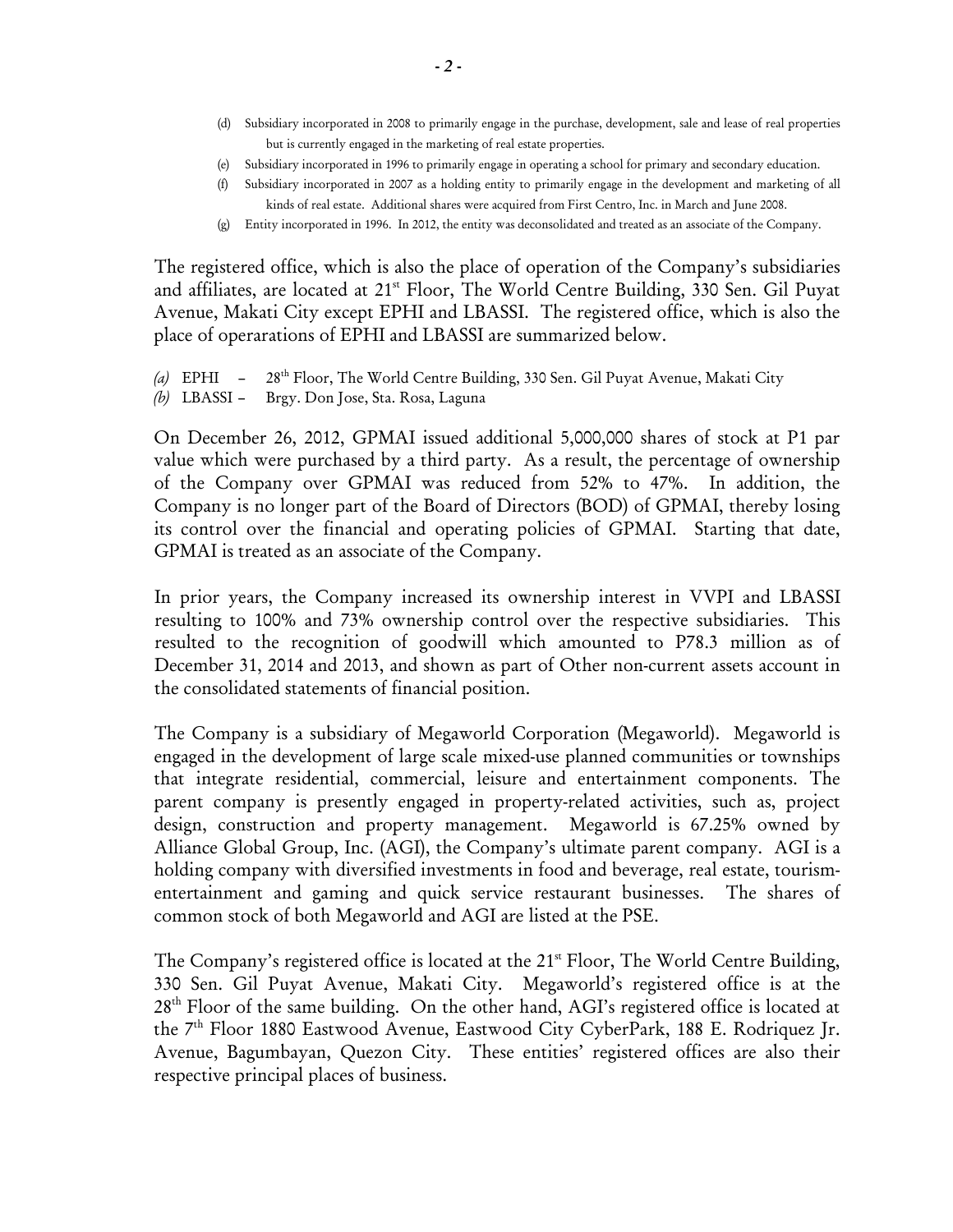(d) Subsidiary incorporated in 2008 to primarily engage in the purchase, development, sale and lease of real properties but is currently engaged in the marketing of real estate properties.

(e) Subsidiary incorporated in 1996 to primarily engage in operating a school for primary and secondary education.

(f) Subsidiary incorporated in 2007 as a holding entity to primarily engage in the development and marketing of all kinds of real estate. Additional shares were acquired from First Centro, Inc. in March and June 2008.

(g) Entity incorporated in 1996. In 2012, the entity was deconsolidated and treated as an associate of the Company.

The registered office, which is also the place of operation of the Company's subsidiaries and affiliates, are located at 21st Floor, The World Centre Building, 330 Sen. Gil Puyat Avenue, Makati City except EPHI and LBASSI. The registered office, which is also the place of operarations of EPHI and LBASSI are summarized below.

*(a)* EPHI – 28th Floor, The World Centre Building, 330 Sen. Gil Puyat Avenue, Makati City
*(b)* LBASSI – Brgy. Don Jose, Sta. Rosa, Laguna

On December 26, 2012, GPMAI issued additional 5,000,000 shares of stock at P1 par value which were purchased by a third party. As a result, the percentage of ownership of the Company over GPMAI was reduced from 52% to 47%. In addition, the Company is no longer part of the Board of Directors (BOD) of GPMAI, thereby losing its control over the financial and operating policies of GPMAI. Starting that date, GPMAI is treated as an associate of the Company.

In prior years, the Company increased its ownership interest in VVPI and LBASSI resulting to 100% and 73% ownership control over the respective subsidiaries. This resulted to the recognition of goodwill which amounted to P78.3 million as of December 31, 2014 and 2013, and shown as part of Other non-current assets account in the consolidated statements of financial position.

The Company is a subsidiary of Megaworld Corporation (Megaworld). Megaworld is engaged in the development of large scale mixed-use planned communities or townships that integrate residential, commercial, leisure and entertainment components. The parent company is presently engaged in property-related activities, such as, project design, construction and property management. Megaworld is 67.25% owned by Alliance Global Group, Inc. (AGI), the Company's ultimate parent company. AGI is a holding company with diversified investments in food and beverage, real estate, tourism-entertainment and gaming and quick service restaurant businesses. The shares of common stock of both Megaworld and AGI are listed at the PSE.

The Company's registered office is located at the 21st Floor, The World Centre Building, 330 Sen. Gil Puyat Avenue, Makati City. Megaworld's registered office is at the 28th Floor of the same building. On the other hand, AGI's registered office is located at the 7th Floor 1880 Eastwood Avenue, Eastwood City CyberPark, 188 E. Rodriquez Jr. Avenue, Bagumbayan, Quezon City. These entities' registered offices are also their respective principal places of business.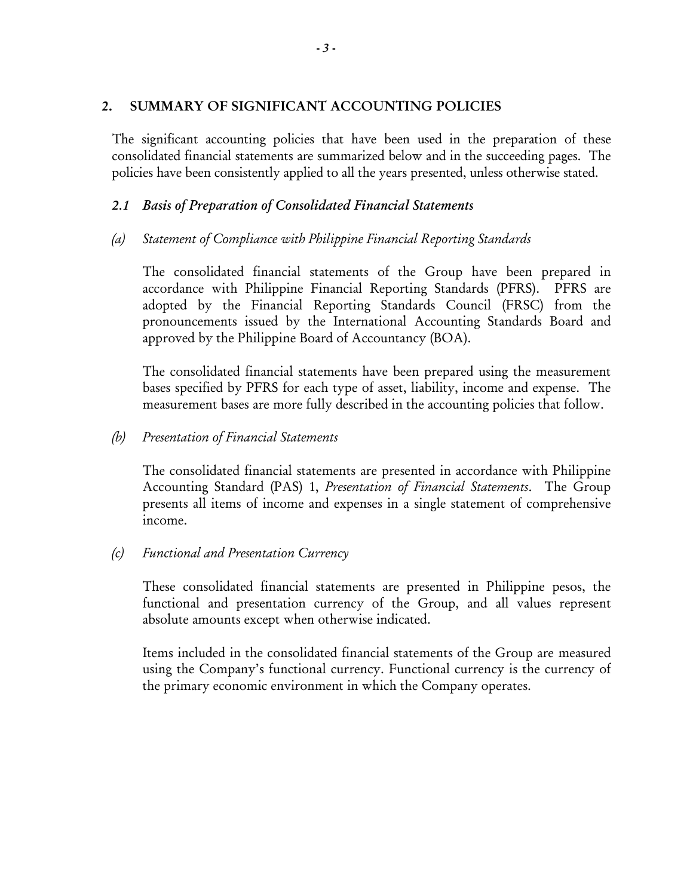## 2. SUMMARY OF SIGNIFICANT ACCOUNTING POLICIES

The significant accounting policies that have been used in the preparation of these consolidated financial statements are summarized below and in the succeeding pages. The policies have been consistently applied to all the years presented, unless otherwise stated.

### *2.1 Basis of Preparation of Consolidated Financial Statements*

*(a) Statement of Compliance with Philippine Financial Reporting Standards*

The consolidated financial statements of the Group have been prepared in accordance with Philippine Financial Reporting Standards (PFRS). PFRS are adopted by the Financial Reporting Standards Council (FRSC) from the pronouncements issued by the International Accounting Standards Board and approved by the Philippine Board of Accountancy (BOA).

The consolidated financial statements have been prepared using the measurement bases specified by PFRS for each type of asset, liability, income and expense. The measurement bases are more fully described in the accounting policies that follow.

*(b) Presentation of Financial Statements*

The consolidated financial statements are presented in accordance with Philippine Accounting Standard (PAS) 1, *Presentation of Financial Statements*. The Group presents all items of income and expenses in a single statement of comprehensive income.

*(c) Functional and Presentation Currency*

These consolidated financial statements are presented in Philippine pesos, the functional and presentation currency of the Group, and all values represent absolute amounts except when otherwise indicated.

Items included in the consolidated financial statements of the Group are measured using the Company's functional currency. Functional currency is the currency of the primary economic environment in which the Company operates.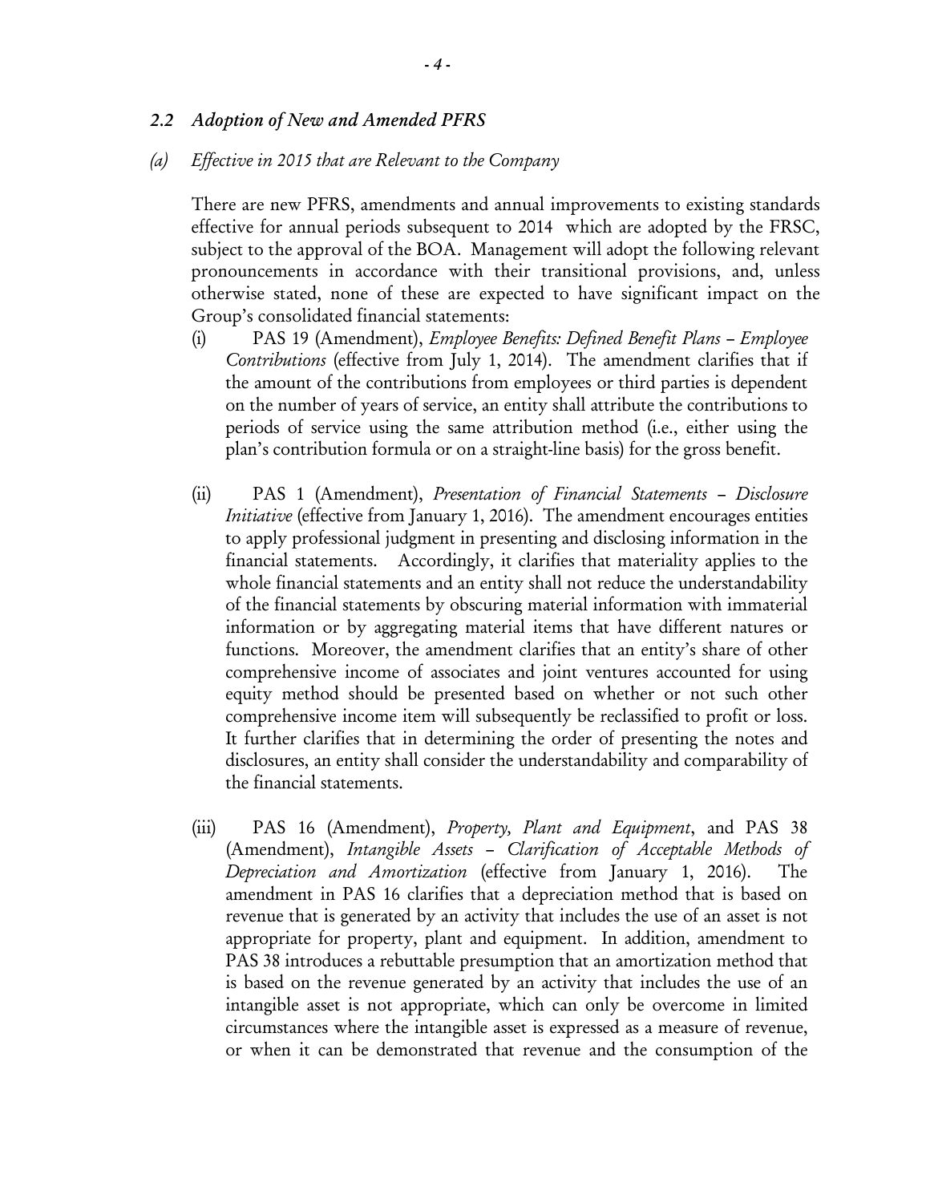## *2.2 Adoption of New and Amended PFRS*

### *(a) Effective in 2015 that are Relevant to the Company*

There are new PFRS, amendments and annual improvements to existing standards effective for annual periods subsequent to 2014 which are adopted by the FRSC, subject to the approval of the BOA. Management will adopt the following relevant pronouncements in accordance with their transitional provisions, and, unless otherwise stated, none of these are expected to have significant impact on the Group's consolidated financial statements:

(i) PAS 19 (Amendment), *Employee Benefits: Defined Benefit Plans – Employee Contributions* (effective from July 1, 2014). The amendment clarifies that if the amount of the contributions from employees or third parties is dependent on the number of years of service, an entity shall attribute the contributions to periods of service using the same attribution method (i.e., either using the plan's contribution formula or on a straight-line basis) for the gross benefit.

(ii) PAS 1 (Amendment), *Presentation of Financial Statements – Disclosure Initiative* (effective from January 1, 2016). The amendment encourages entities to apply professional judgment in presenting and disclosing information in the financial statements. Accordingly, it clarifies that materiality applies to the whole financial statements and an entity shall not reduce the understandability of the financial statements by obscuring material information with immaterial information or by aggregating material items that have different natures or functions. Moreover, the amendment clarifies that an entity's share of other comprehensive income of associates and joint ventures accounted for using equity method should be presented based on whether or not such other comprehensive income item will subsequently be reclassified to profit or loss. It further clarifies that in determining the order of presenting the notes and disclosures, an entity shall consider the understandability and comparability of the financial statements.

(iii) PAS 16 (Amendment), *Property, Plant and Equipment*, and PAS 38 (Amendment), *Intangible Assets – Clarification of Acceptable Methods of Depreciation and Amortization* (effective from January 1, 2016). The amendment in PAS 16 clarifies that a depreciation method that is based on revenue that is generated by an activity that includes the use of an asset is not appropriate for property, plant and equipment. In addition, amendment to PAS 38 introduces a rebuttable presumption that an amortization method that is based on the revenue generated by an activity that includes the use of an intangible asset is not appropriate, which can only be overcome in limited circumstances where the intangible asset is expressed as a measure of revenue, or when it can be demonstrated that revenue and the consumption of the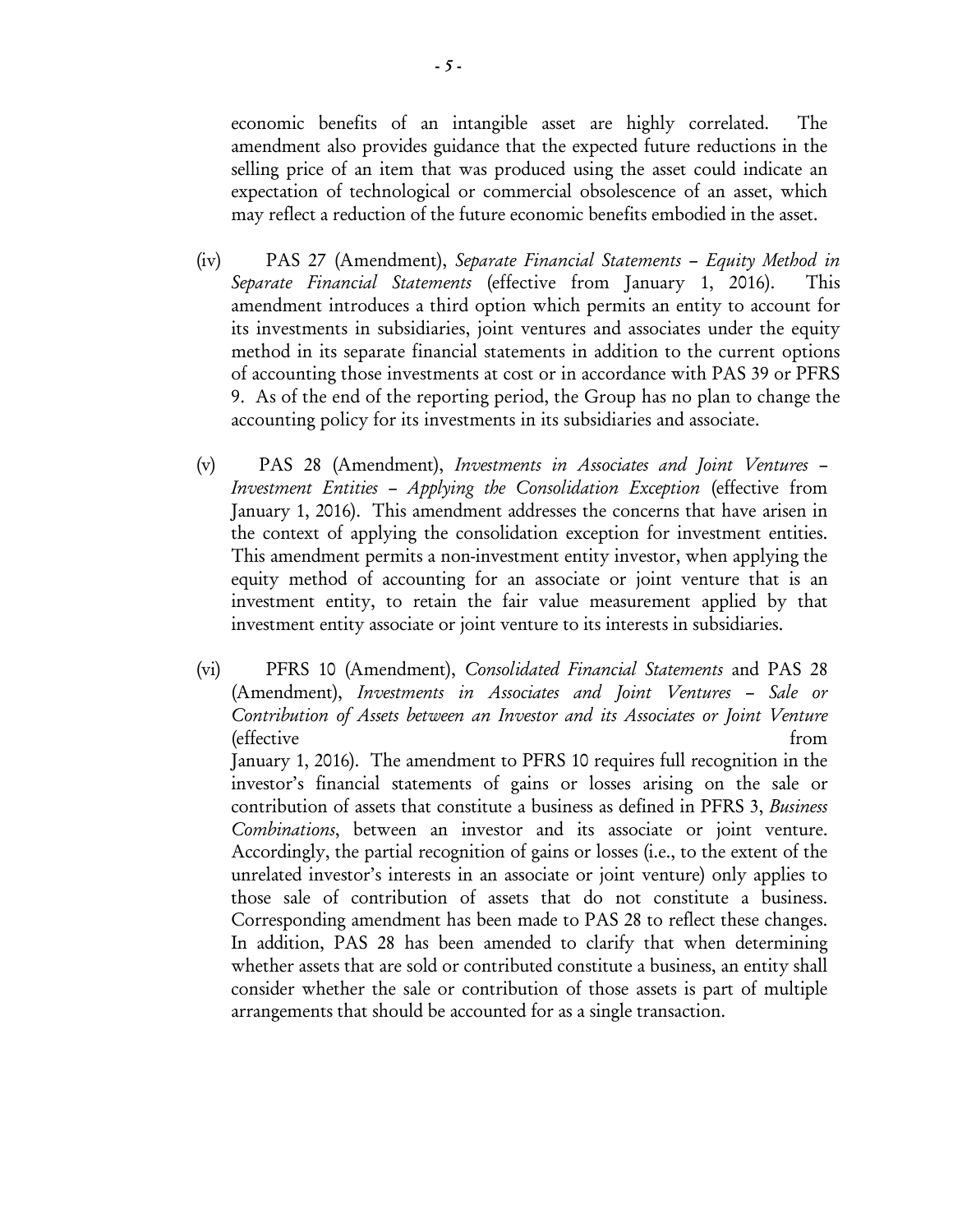economic benefits of an intangible asset are highly correlated. The amendment also provides guidance that the expected future reductions in the selling price of an item that was produced using the asset could indicate an expectation of technological or commercial obsolescence of an asset, which may reflect a reduction of the future economic benefits embodied in the asset.

(iv) PAS 27 (Amendment), *Separate Financial Statements – Equity Method in Separate Financial Statements* (effective from January 1, 2016). This amendment introduces a third option which permits an entity to account for its investments in subsidiaries, joint ventures and associates under the equity method in its separate financial statements in addition to the current options of accounting those investments at cost or in accordance with PAS 39 or PFRS 9. As of the end of the reporting period, the Group has no plan to change the accounting policy for its investments in its subsidiaries and associate.

(v) PAS 28 (Amendment), *Investments in Associates and Joint Ventures – Investment Entities – Applying the Consolidation Exception* (effective from January 1, 2016). This amendment addresses the concerns that have arisen in the context of applying the consolidation exception for investment entities. This amendment permits a non-investment entity investor, when applying the equity method of accounting for an associate or joint venture that is an investment entity, to retain the fair value measurement applied by that investment entity associate or joint venture to its interests in subsidiaries.

(vi) PFRS 10 (Amendment), *Consolidated Financial Statements* and PAS 28 (Amendment), *Investments in Associates and Joint Ventures – Sale or Contribution of Assets between an Investor and its Associates or Joint Venture* (effective from January 1, 2016). The amendment to PFRS 10 requires full recognition in the investor's financial statements of gains or losses arising on the sale or contribution of assets that constitute a business as defined in PFRS 3, *Business Combinations*, between an investor and its associate or joint venture. Accordingly, the partial recognition of gains or losses (i.e., to the extent of the unrelated investor's interests in an associate or joint venture) only applies to those sale of contribution of assets that do not constitute a business. Corresponding amendment has been made to PAS 28 to reflect these changes. In addition, PAS 28 has been amended to clarify that when determining whether assets that are sold or contributed constitute a business, an entity shall consider whether the sale or contribution of those assets is part of multiple arrangements that should be accounted for as a single transaction.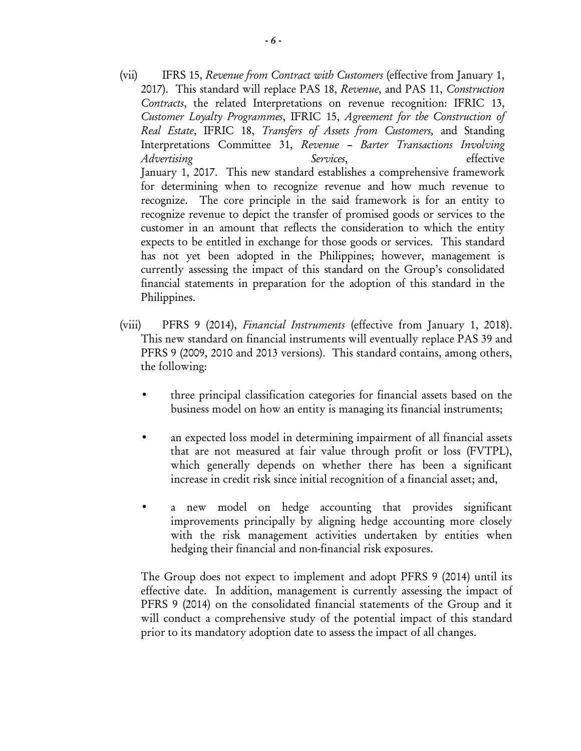(vii) IFRS 15, *Revenue from Contract with Customers* (effective from January 1, 2017). This standard will replace PAS 18, *Revenue*, and PAS 11, *Construction Contracts*, the related Interpretations on revenue recognition: IFRIC 13, *Customer Loyalty Programmes*, IFRIC 15, *Agreement for the Construction of Real Estate*, IFRIC 18, *Transfers of Assets from Customers,* and Standing Interpretations Committee 31, *Revenue – Barter Transactions Involving Advertising Services*, effective January 1, 2017. This new standard establishes a comprehensive framework for determining when to recognize revenue and how much revenue to recognize. The core principle in the said framework is for an entity to recognize revenue to depict the transfer of promised goods or services to the customer in an amount that reflects the consideration to which the entity expects to be entitled in exchange for those goods or services. This standard has not yet been adopted in the Philippines; however, management is currently assessing the impact of this standard on the Group's consolidated financial statements in preparation for the adoption of this standard in the Philippines.

(viii) PFRS 9 (2014), *Financial Instruments* (effective from January 1, 2018). This new standard on financial instruments will eventually replace PAS 39 and PFRS 9 (2009, 2010 and 2013 versions). This standard contains, among others, the following:

- three principal classification categories for financial assets based on the business model on how an entity is managing its financial instruments;
- an expected loss model in determining impairment of all financial assets that are not measured at fair value through profit or loss (FVTPL), which generally depends on whether there has been a significant increase in credit risk since initial recognition of a financial asset; and,
- a new model on hedge accounting that provides significant improvements principally by aligning hedge accounting more closely with the risk management activities undertaken by entities when hedging their financial and non-financial risk exposures.

The Group does not expect to implement and adopt PFRS 9 (2014) until its effective date. In addition, management is currently assessing the impact of PFRS 9 (2014) on the consolidated financial statements of the Group and it will conduct a comprehensive study of the potential impact of this standard prior to its mandatory adoption date to assess the impact of all changes.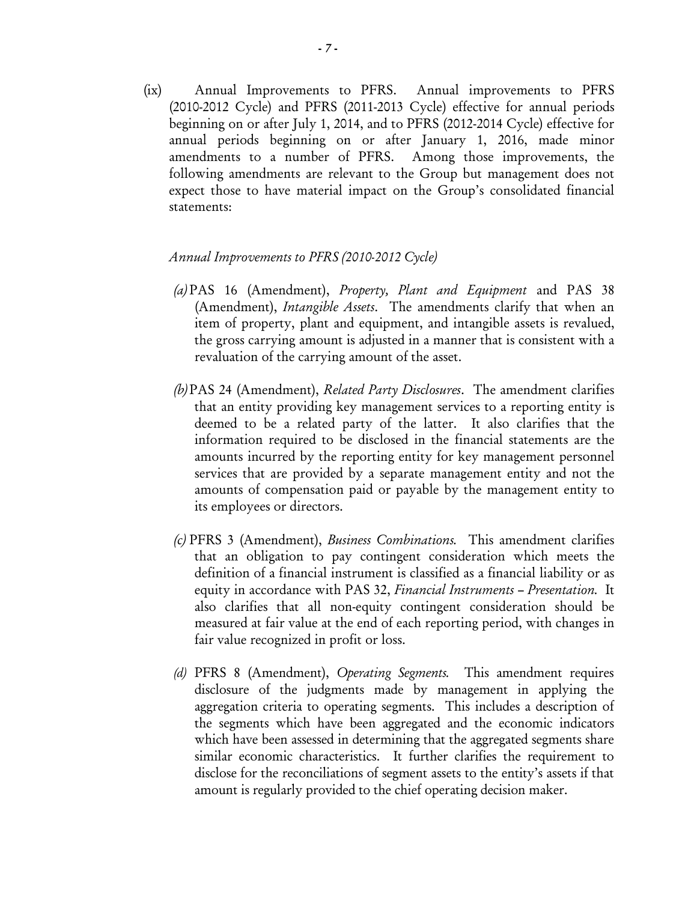(ix) Annual Improvements to PFRS. Annual improvements to PFRS (2010-2012 Cycle) and PFRS (2011-2013 Cycle) effective for annual periods beginning on or after July 1, 2014, and to PFRS (2012-2014 Cycle) effective for annual periods beginning on or after January 1, 2016, made minor amendments to a number of PFRS. Among those improvements, the following amendments are relevant to the Group but management does not expect those to have material impact on the Group's consolidated financial statements:

*Annual Improvements to PFRS (2010-2012 Cycle)*

*(a)* PAS 16 (Amendment), *Property, Plant and Equipment* and PAS 38 (Amendment), *Intangible Assets*. The amendments clarify that when an item of property, plant and equipment, and intangible assets is revalued, the gross carrying amount is adjusted in a manner that is consistent with a revaluation of the carrying amount of the asset.

*(b)* PAS 24 (Amendment), *Related Party Disclosures*. The amendment clarifies that an entity providing key management services to a reporting entity is deemed to be a related party of the latter. It also clarifies that the information required to be disclosed in the financial statements are the amounts incurred by the reporting entity for key management personnel services that are provided by a separate management entity and not the amounts of compensation paid or payable by the management entity to its employees or directors.

*(c)* PFRS 3 (Amendment), *Business Combinations.* This amendment clarifies that an obligation to pay contingent consideration which meets the definition of a financial instrument is classified as a financial liability or as equity in accordance with PAS 32, *Financial Instruments – Presentation*. It also clarifies that all non-equity contingent consideration should be measured at fair value at the end of each reporting period, with changes in fair value recognized in profit or loss.

*(d)* PFRS 8 (Amendment), *Operating Segments.* This amendment requires disclosure of the judgments made by management in applying the aggregation criteria to operating segments. This includes a description of the segments which have been aggregated and the economic indicators which have been assessed in determining that the aggregated segments share similar economic characteristics. It further clarifies the requirement to disclose for the reconciliations of segment assets to the entity's assets if that amount is regularly provided to the chief operating decision maker.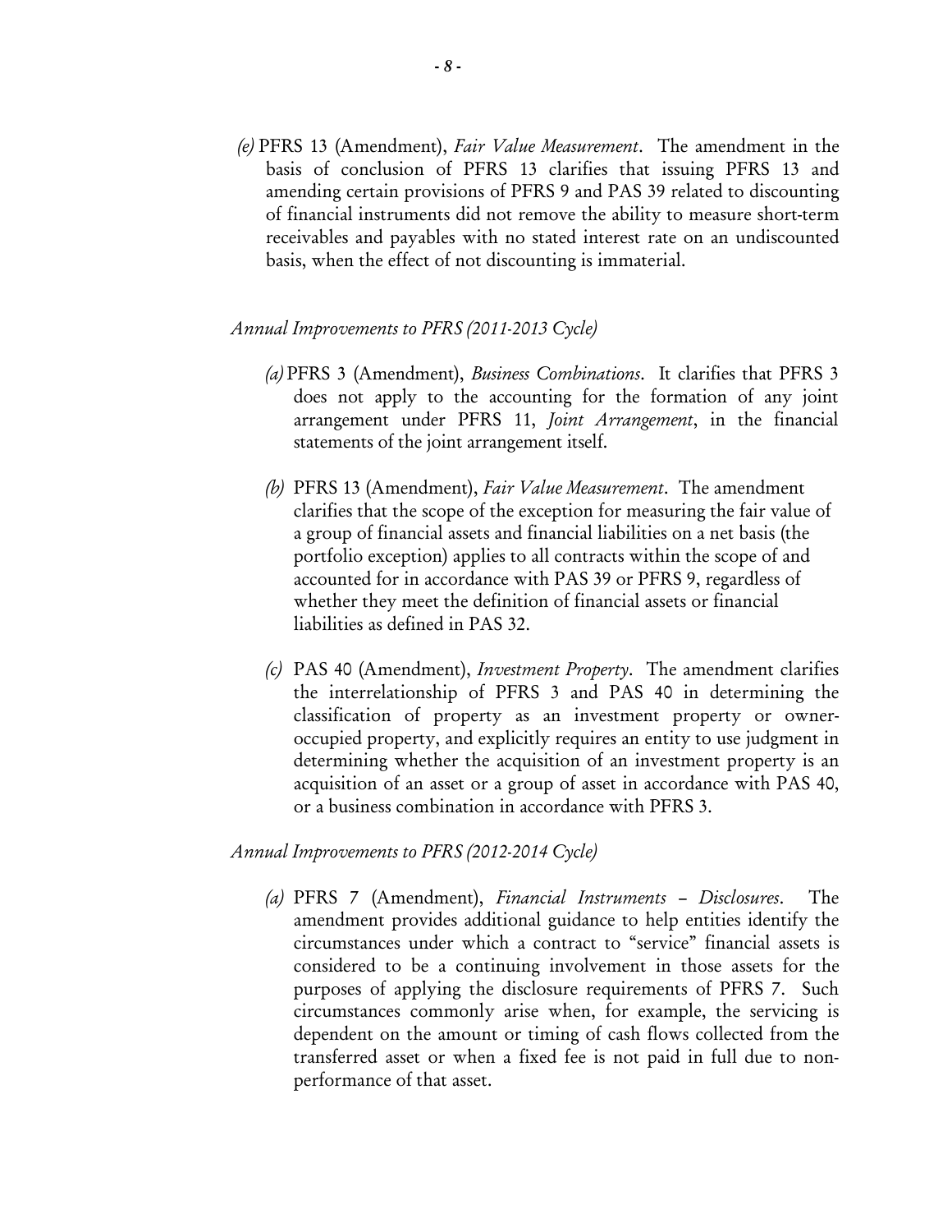*(e)* PFRS 13 (Amendment), *Fair Value Measurement*. The amendment in the basis of conclusion of PFRS 13 clarifies that issuing PFRS 13 and amending certain provisions of PFRS 9 and PAS 39 related to discounting of financial instruments did not remove the ability to measure short-term receivables and payables with no stated interest rate on an undiscounted basis, when the effect of not discounting is immaterial.

*Annual Improvements to PFRS (2011-2013 Cycle)*

*(a)* PFRS 3 (Amendment), *Business Combinations*. It clarifies that PFRS 3 does not apply to the accounting for the formation of any joint arrangement under PFRS 11, *Joint Arrangement*, in the financial statements of the joint arrangement itself.

*(b)* PFRS 13 (Amendment), *Fair Value Measurement*. The amendment clarifies that the scope of the exception for measuring the fair value of a group of financial assets and financial liabilities on a net basis (the portfolio exception) applies to all contracts within the scope of and accounted for in accordance with PAS 39 or PFRS 9, regardless of whether they meet the definition of financial assets or financial liabilities as defined in PAS 32.

*(c)* PAS 40 (Amendment), *Investment Property*. The amendment clarifies the interrelationship of PFRS 3 and PAS 40 in determining the classification of property as an investment property or owner-occupied property, and explicitly requires an entity to use judgment in determining whether the acquisition of an investment property is an acquisition of an asset or a group of asset in accordance with PAS 40, or a business combination in accordance with PFRS 3.

*Annual Improvements to PFRS (2012-2014 Cycle)*

*(a)* PFRS 7 (Amendment), *Financial Instruments – Disclosures*. The amendment provides additional guidance to help entities identify the circumstances under which a contract to "service" financial assets is considered to be a continuing involvement in those assets for the purposes of applying the disclosure requirements of PFRS 7. Such circumstances commonly arise when, for example, the servicing is dependent on the amount or timing of cash flows collected from the transferred asset or when a fixed fee is not paid in full due to non-performance of that asset.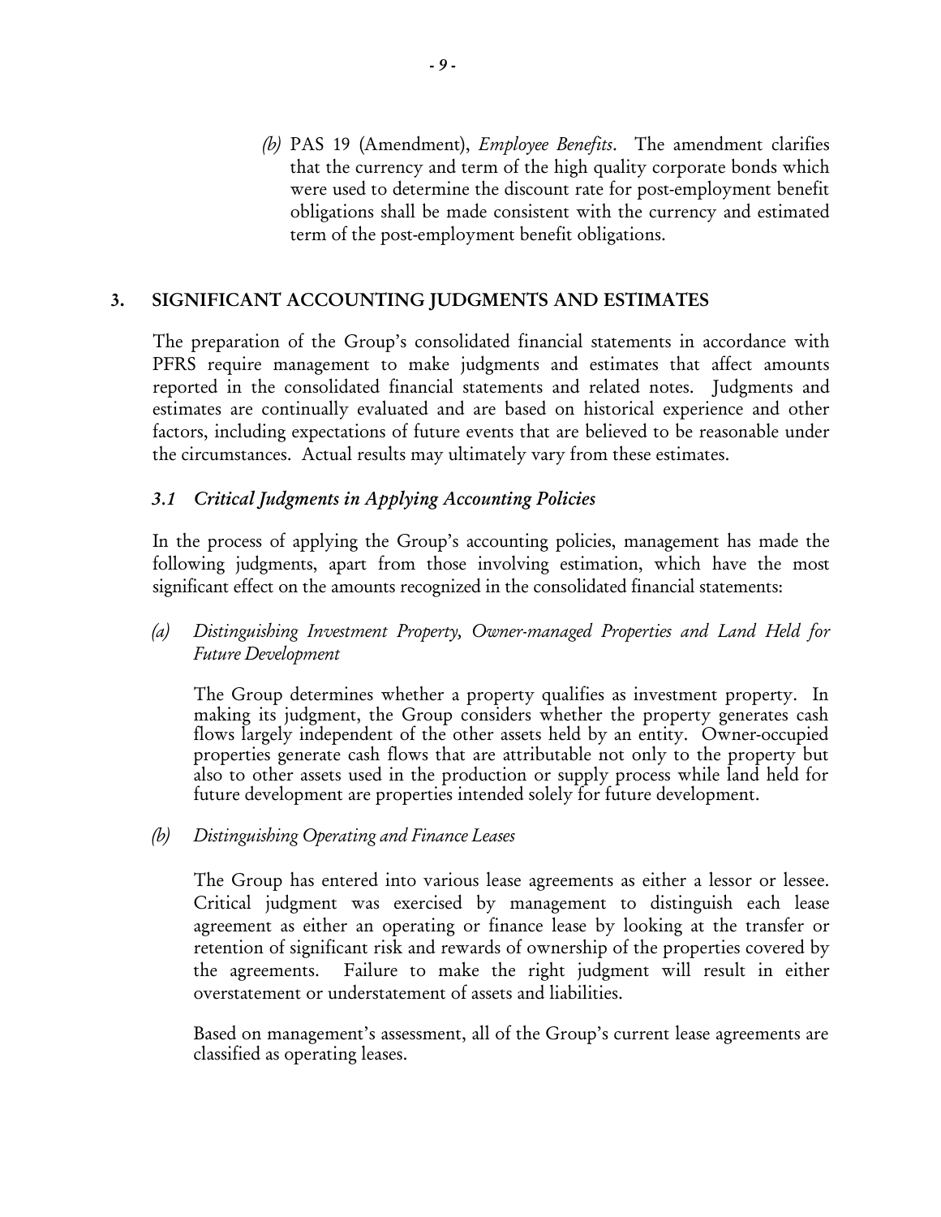(b) PAS 19 (Amendment), *Employee Benefits*. The amendment clarifies that the currency and term of the high quality corporate bonds which were used to determine the discount rate for post-employment benefit obligations shall be made consistent with the currency and estimated term of the post-employment benefit obligations.

## 3. SIGNIFICANT ACCOUNTING JUDGMENTS AND ESTIMATES

The preparation of the Group's consolidated financial statements in accordance with PFRS require management to make judgments and estimates that affect amounts reported in the consolidated financial statements and related notes. Judgments and estimates are continually evaluated and are based on historical experience and other factors, including expectations of future events that are believed to be reasonable under the circumstances. Actual results may ultimately vary from these estimates.

### *3.1 Critical Judgments in Applying Accounting Policies*

In the process of applying the Group's accounting policies, management has made the following judgments, apart from those involving estimation, which have the most significant effect on the amounts recognized in the consolidated financial statements:

*(a) Distinguishing Investment Property, Owner-managed Properties and Land Held for Future Development*

The Group determines whether a property qualifies as investment property. In making its judgment, the Group considers whether the property generates cash flows largely independent of the other assets held by an entity. Owner-occupied properties generate cash flows that are attributable not only to the property but also to other assets used in the production or supply process while land held for future development are properties intended solely for future development.

*(b) Distinguishing Operating and Finance Leases*

The Group has entered into various lease agreements as either a lessor or lessee. Critical judgment was exercised by management to distinguish each lease agreement as either an operating or finance lease by looking at the transfer or retention of significant risk and rewards of ownership of the properties covered by the agreements. Failure to make the right judgment will result in either overstatement or understatement of assets and liabilities.

Based on management's assessment, all of the Group's current lease agreements are classified as operating leases.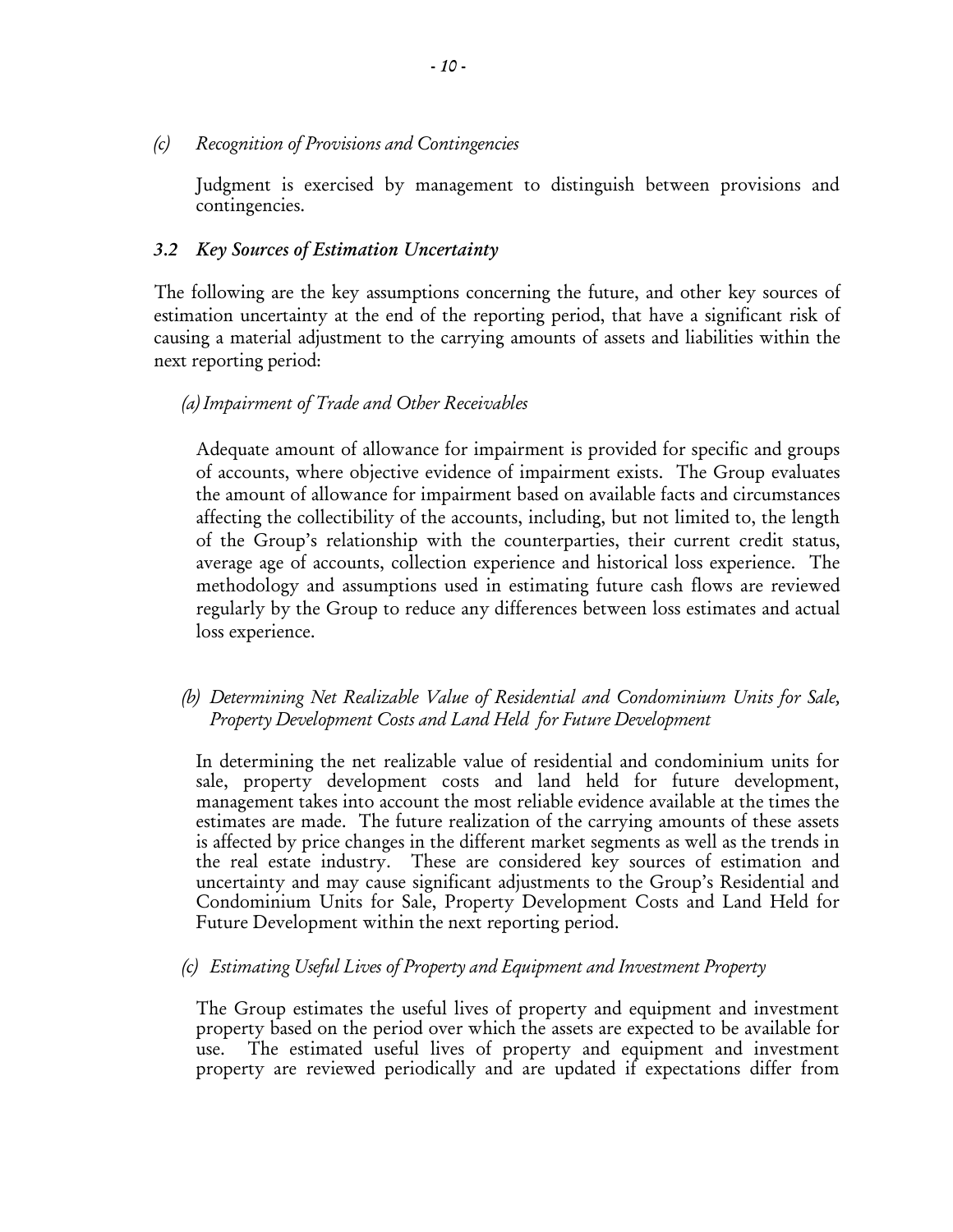*(c) Recognition of Provisions and Contingencies*

Judgment is exercised by management to distinguish between provisions and contingencies.

### *3.2 Key Sources of Estimation Uncertainty*

The following are the key assumptions concerning the future, and other key sources of estimation uncertainty at the end of the reporting period, that have a significant risk of causing a material adjustment to the carrying amounts of assets and liabilities within the next reporting period:

*(a) Impairment of Trade and Other Receivables*

Adequate amount of allowance for impairment is provided for specific and groups of accounts, where objective evidence of impairment exists. The Group evaluates the amount of allowance for impairment based on available facts and circumstances affecting the collectibility of the accounts, including, but not limited to, the length of the Group's relationship with the counterparties, their current credit status, average age of accounts, collection experience and historical loss experience. The methodology and assumptions used in estimating future cash flows are reviewed regularly by the Group to reduce any differences between loss estimates and actual loss experience.

*(b) Determining Net Realizable Value of Residential and Condominium Units for Sale, Property Development Costs and Land Held for Future Development*

In determining the net realizable value of residential and condominium units for sale, property development costs and land held for future development, management takes into account the most reliable evidence available at the times the estimates are made. The future realization of the carrying amounts of these assets is affected by price changes in the different market segments as well as the trends in the real estate industry. These are considered key sources of estimation and uncertainty and may cause significant adjustments to the Group's Residential and Condominium Units for Sale, Property Development Costs and Land Held for Future Development within the next reporting period.

*(c) Estimating Useful Lives of Property and Equipment and Investment Property*

The Group estimates the useful lives of property and equipment and investment property based on the period over which the assets are expected to be available for use. The estimated useful lives of property and equipment and investment property are reviewed periodically and are updated if expectations differ from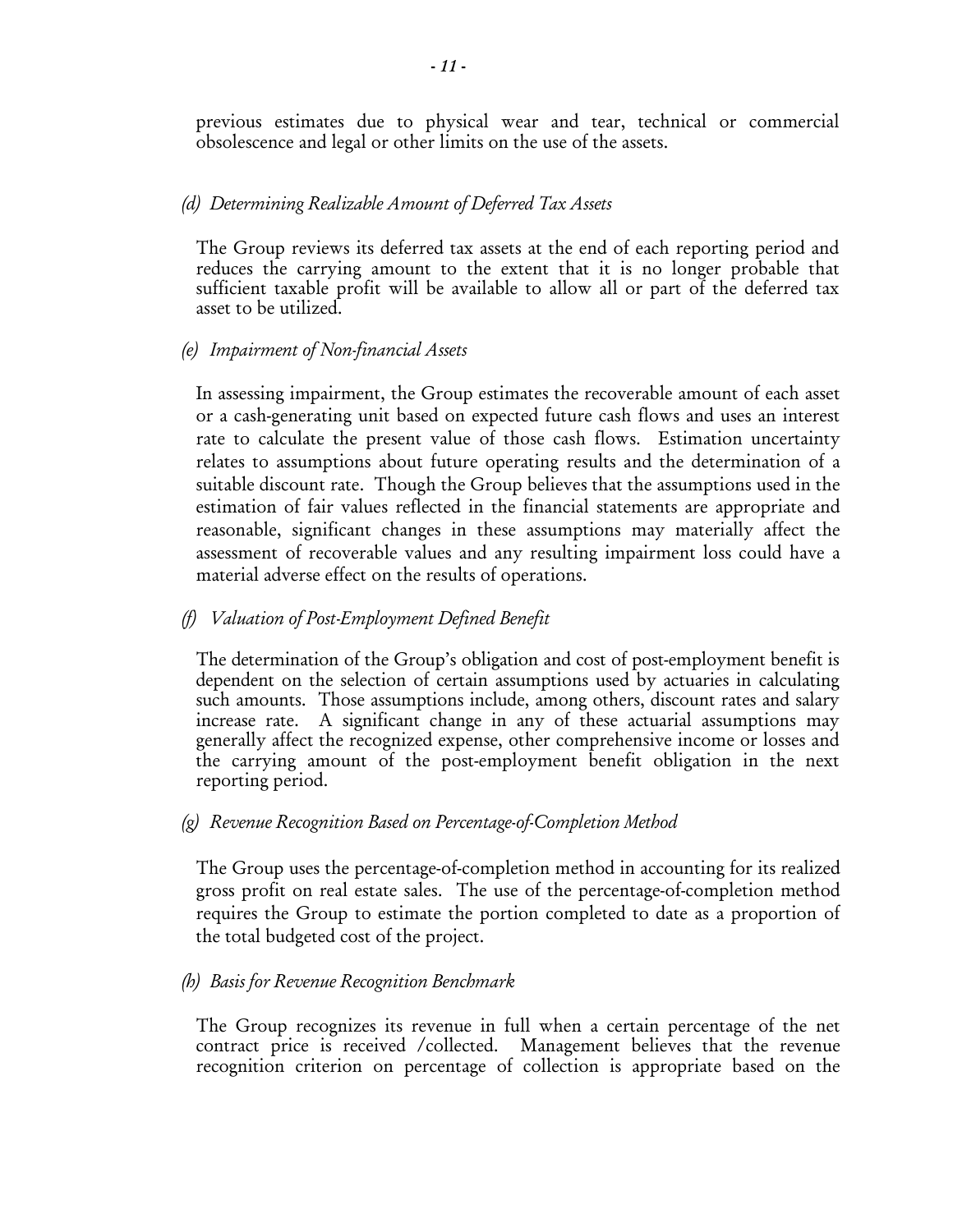previous estimates due to physical wear and tear, technical or commercial obsolescence and legal or other limits on the use of the assets.

*(d) Determining Realizable Amount of Deferred Tax Assets*

The Group reviews its deferred tax assets at the end of each reporting period and reduces the carrying amount to the extent that it is no longer probable that sufficient taxable profit will be available to allow all or part of the deferred tax asset to be utilized.

*(e) Impairment of Non-financial Assets*

In assessing impairment, the Group estimates the recoverable amount of each asset or a cash-generating unit based on expected future cash flows and uses an interest rate to calculate the present value of those cash flows. Estimation uncertainty relates to assumptions about future operating results and the determination of a suitable discount rate. Though the Group believes that the assumptions used in the estimation of fair values reflected in the financial statements are appropriate and reasonable, significant changes in these assumptions may materially affect the assessment of recoverable values and any resulting impairment loss could have a material adverse effect on the results of operations.

*(f) Valuation of Post-Employment Defined Benefit*

The determination of the Group's obligation and cost of post-employment benefit is dependent on the selection of certain assumptions used by actuaries in calculating such amounts. Those assumptions include, among others, discount rates and salary increase rate. A significant change in any of these actuarial assumptions may generally affect the recognized expense, other comprehensive income or losses and the carrying amount of the post-employment benefit obligation in the next reporting period.

*(g) Revenue Recognition Based on Percentage-of-Completion Method*

The Group uses the percentage-of-completion method in accounting for its realized gross profit on real estate sales. The use of the percentage-of-completion method requires the Group to estimate the portion completed to date as a proportion of the total budgeted cost of the project.

*(h) Basis for Revenue Recognition Benchmark*

The Group recognizes its revenue in full when a certain percentage of the net contract price is received /collected. Management believes that the revenue recognition criterion on percentage of collection is appropriate based on the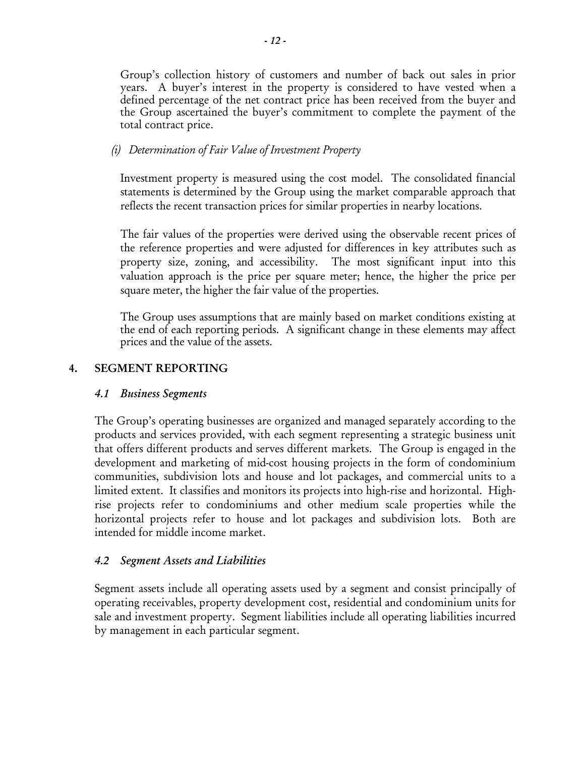Group's collection history of customers and number of back out sales in prior years. A buyer's interest in the property is considered to have vested when a defined percentage of the net contract price has been received from the buyer and the Group ascertained the buyer's commitment to complete the payment of the total contract price.

*(i) Determination of Fair Value of Investment Property*

Investment property is measured using the cost model. The consolidated financial statements is determined by the Group using the market comparable approach that reflects the recent transaction prices for similar properties in nearby locations.

The fair values of the properties were derived using the observable recent prices of the reference properties and were adjusted for differences in key attributes such as property size, zoning, and accessibility. The most significant input into this valuation approach is the price per square meter; hence, the higher the price per square meter, the higher the fair value of the properties.

The Group uses assumptions that are mainly based on market conditions existing at the end of each reporting periods. A significant change in these elements may affect prices and the value of the assets.

## 4. SEGMENT REPORTING

### *4.1 Business Segments*

The Group's operating businesses are organized and managed separately according to the products and services provided, with each segment representing a strategic business unit that offers different products and serves different markets. The Group is engaged in the development and marketing of mid-cost housing projects in the form of condominium communities, subdivision lots and house and lot packages, and commercial units to a limited extent. It classifies and monitors its projects into high-rise and horizontal. High-rise projects refer to condominiums and other medium scale properties while the horizontal projects refer to house and lot packages and subdivision lots. Both are intended for middle income market.

### *4.2 Segment Assets and Liabilities*

Segment assets include all operating assets used by a segment and consist principally of operating receivables, property development cost, residential and condominium units for sale and investment property. Segment liabilities include all operating liabilities incurred by management in each particular segment.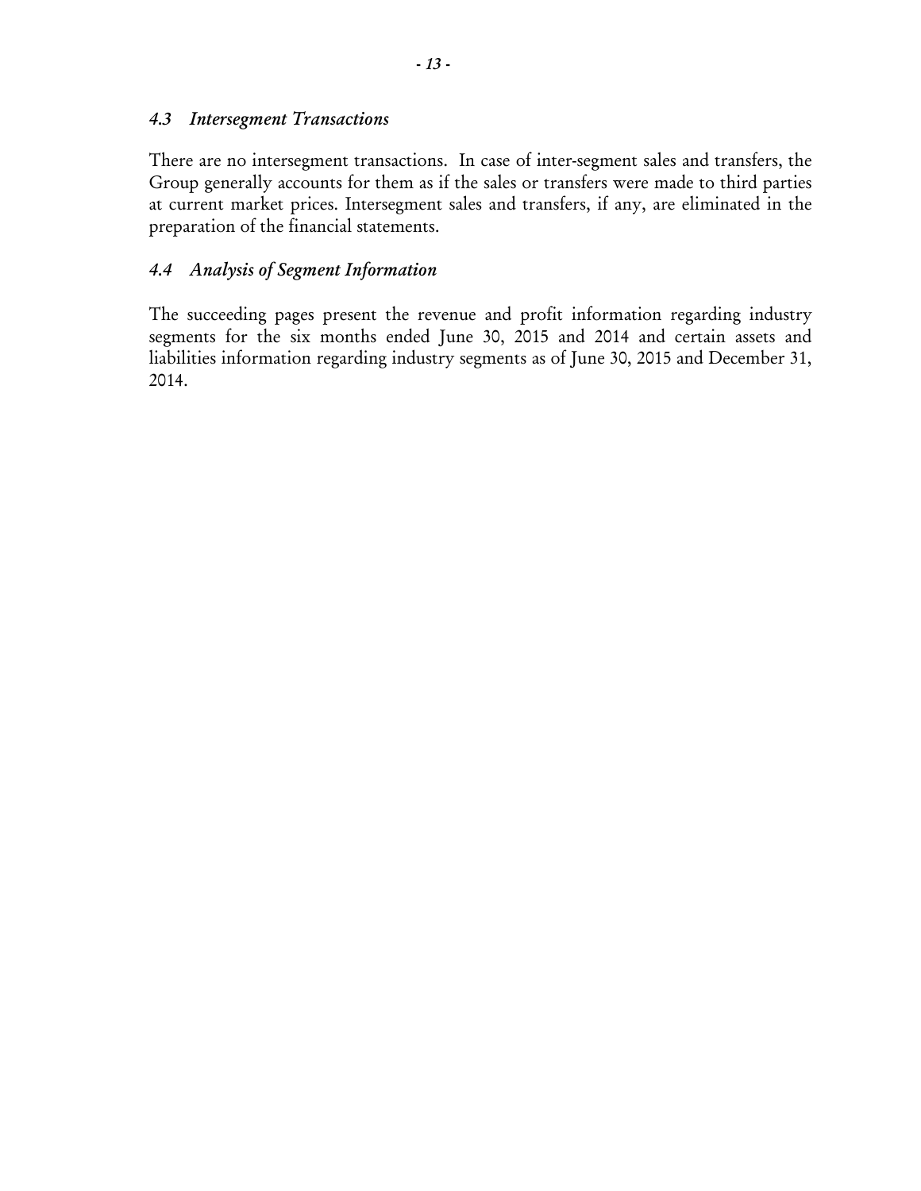### *4.3 Intersegment Transactions*

There are no intersegment transactions. In case of inter-segment sales and transfers, the Group generally accounts for them as if the sales or transfers were made to third parties at current market prices. Intersegment sales and transfers, if any, are eliminated in the preparation of the financial statements.

### *4.4 Analysis of Segment Information*

The succeeding pages present the revenue and profit information regarding industry segments for the six months ended June 30, 2015 and 2014 and certain assets and liabilities information regarding industry segments as of June 30, 2015 and December 31, 2014.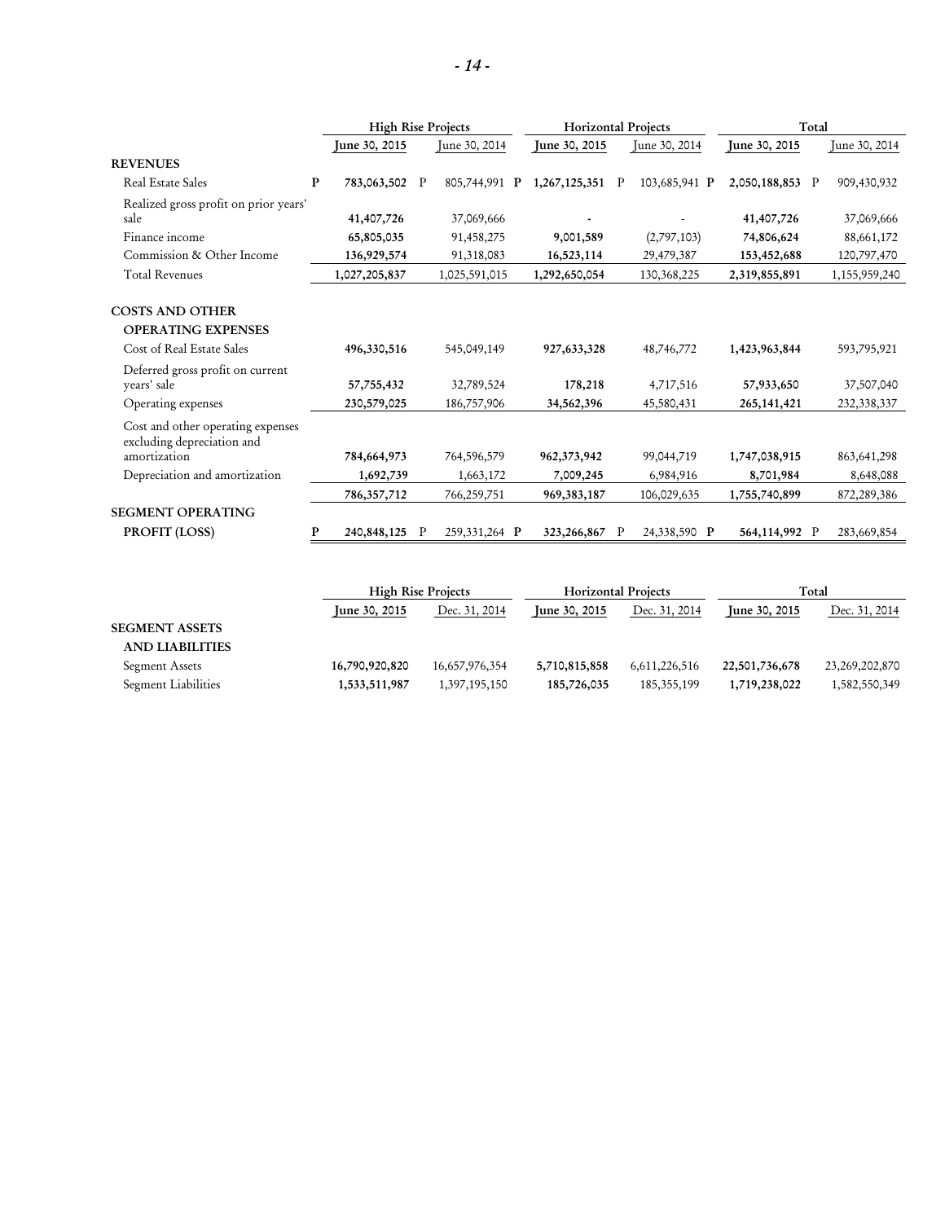| | High Rise Projects | | Horizontal Projects | | Total | |
|---|---|---|---|---|---|---|
| | June 30, 2015 | June 30, 2014 | June 30, 2015 | June 30, 2014 | June 30, 2015 | June 30, 2014 |
| **REVENUES** | | | | | | |
| Real Estate Sales | **P 783,063,502** | P 805,744,991 | **P 1,267,125,351** | P 103,685,941 | **P 2,050,188,853** | P 909,430,932 |
| Realized gross profit on prior years' sale | **41,407,726** | 37,069,666 | **-** | - | **41,407,726** | 37,069,666 |
| Finance income | **65,805,035** | 91,458,275 | **9,001,589** | (2,797,103) | **74,806,624** | 88,661,172 |
| Commission & Other Income | **136,929,574** | 91,318,083 | **16,523,114** | 29,479,387 | **153,452,688** | 120,797,470 |
| Total Revenues | **1,027,205,837** | 1,025,591,015 | **1,292,650,054** | 130,368,225 | **2,319,855,891** | 1,155,959,240 |
| **COSTS AND OTHER OPERATING EXPENSES** | | | | | | |
| Cost of Real Estate Sales | **496,330,516** | 545,049,149 | **927,633,328** | 48,746,772 | **1,423,963,844** | 593,795,921 |
| Deferred gross profit on current years' sale | **57,755,432** | 32,789,524 | **178,218** | 4,717,516 | **57,933,650** | 37,507,040 |
| Operating expenses | **230,579,025** | 186,757,906 | **34,562,396** | 45,580,431 | **265,141,421** | 232,338,337 |
| Cost and other operating expenses excluding depreciation and amortization | **784,664,973** | 764,596,579 | **962,373,942** | 99,044,719 | **1,747,038,915** | 863,641,298 |
| Depreciation and amortization | **1,692,739** | 1,663,172 | **7,009,245** | 6,984,916 | **8,701,984** | 8,648,088 |
| | **786,357,712** | 766,259,751 | **969,383,187** | 106,029,635 | **1,755,740,899** | 872,289,386 |
| **SEGMENT OPERATING PROFIT (LOSS)** | **P 240,848,125** | P 259,331,264 | **P 323,266,867** | P 24,338,590 | **P 564,114,992** | P 283,669,854 |

| | High Rise Projects | | Horizontal Projects | | Total | |
|---|---|---|---|---|---|---|
| | June 30, 2015 | Dec. 31, 2014 | June 30, 2015 | Dec. 31, 2014 | June 30, 2015 | Dec. 31, 2014 |
| **SEGMENT ASSETS AND LIABILITIES** | | | | | | |
| Segment Assets | **16,790,920,820** | 16,657,976,354 | **5,710,815,858** | 6,611,226,516 | **22,501,736,678** | 23,269,202,870 |
| Segment Liabilities | **1,533,511,987** | 1,397,195,150 | **185,726,035** | 185,355,199 | **1,719,238,022** | 1,582,550,349 |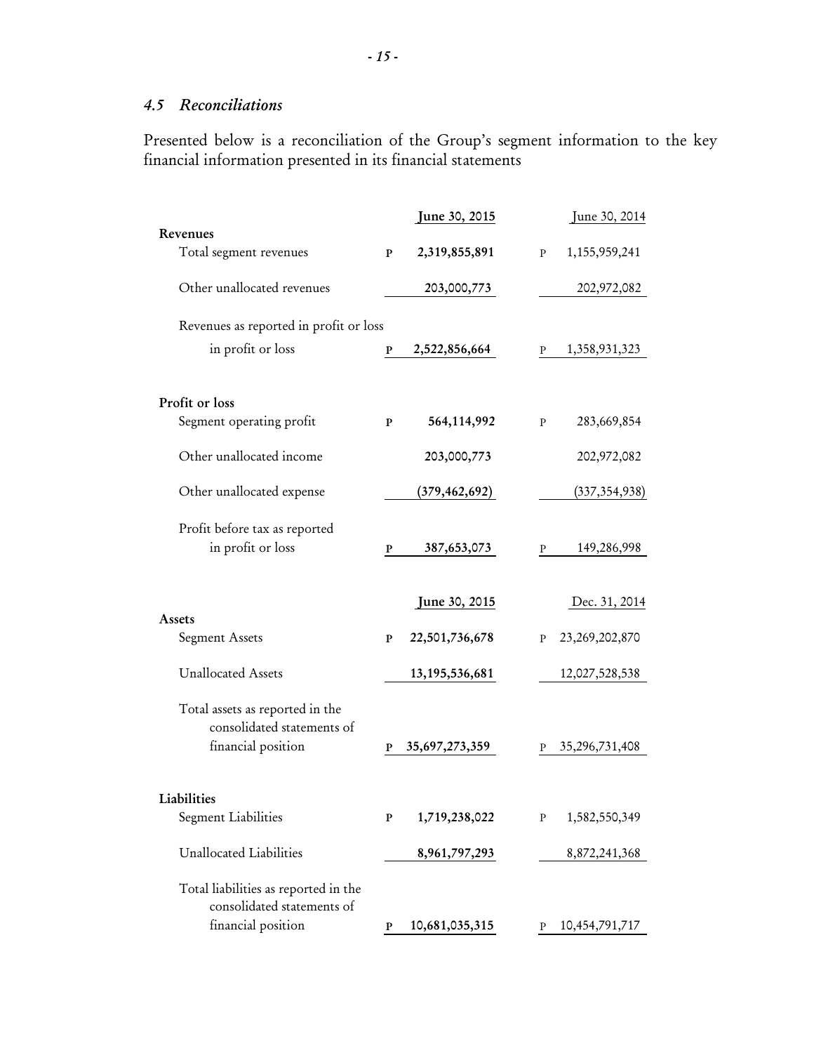## 4.5 *Reconciliations*

Presented below is a reconciliation of the Group's segment information to the key financial information presented in its financial statements

| | June 30, 2015 | June 30, 2014 |
|---|---|---|
| **Revenues** | | |
| Total segment revenues | P 2,319,855,891 | P 1,155,959,241 |
| Other unallocated revenues | 203,000,773 | 202,972,082 |
| Revenues as reported in profit or loss in profit or loss | P 2,522,856,664 | P 1,358,931,323 |
| **Profit or loss** | | |
| Segment operating profit | P 564,114,992 | P 283,669,854 |
| Other unallocated income | 203,000,773 | 202,972,082 |
| Other unallocated expense | (379,462,692) | (337,354,938) |
| Profit before tax as reported in profit or loss | P 387,653,073 | P 149,286,998 |

| | June 30, 2015 | Dec. 31, 2014 |
|---|---|---|
| **Assets** | | |
| Segment Assets | P 22,501,736,678 | P 23,269,202,870 |
| Unallocated Assets | 13,195,536,681 | 12,027,528,538 |
| Total assets as reported in the consolidated statements of financial position | P 35,697,273,359 | P 35,296,731,408 |
| **Liabilities** | | |
| Segment Liabilities | P 1,719,238,022 | P 1,582,550,349 |
| Unallocated Liabilities | 8,961,797,293 | 8,872,241,368 |
| Total liabilities as reported in the consolidated statements of financial position | P 10,681,035,315 | P 10,454,791,717 |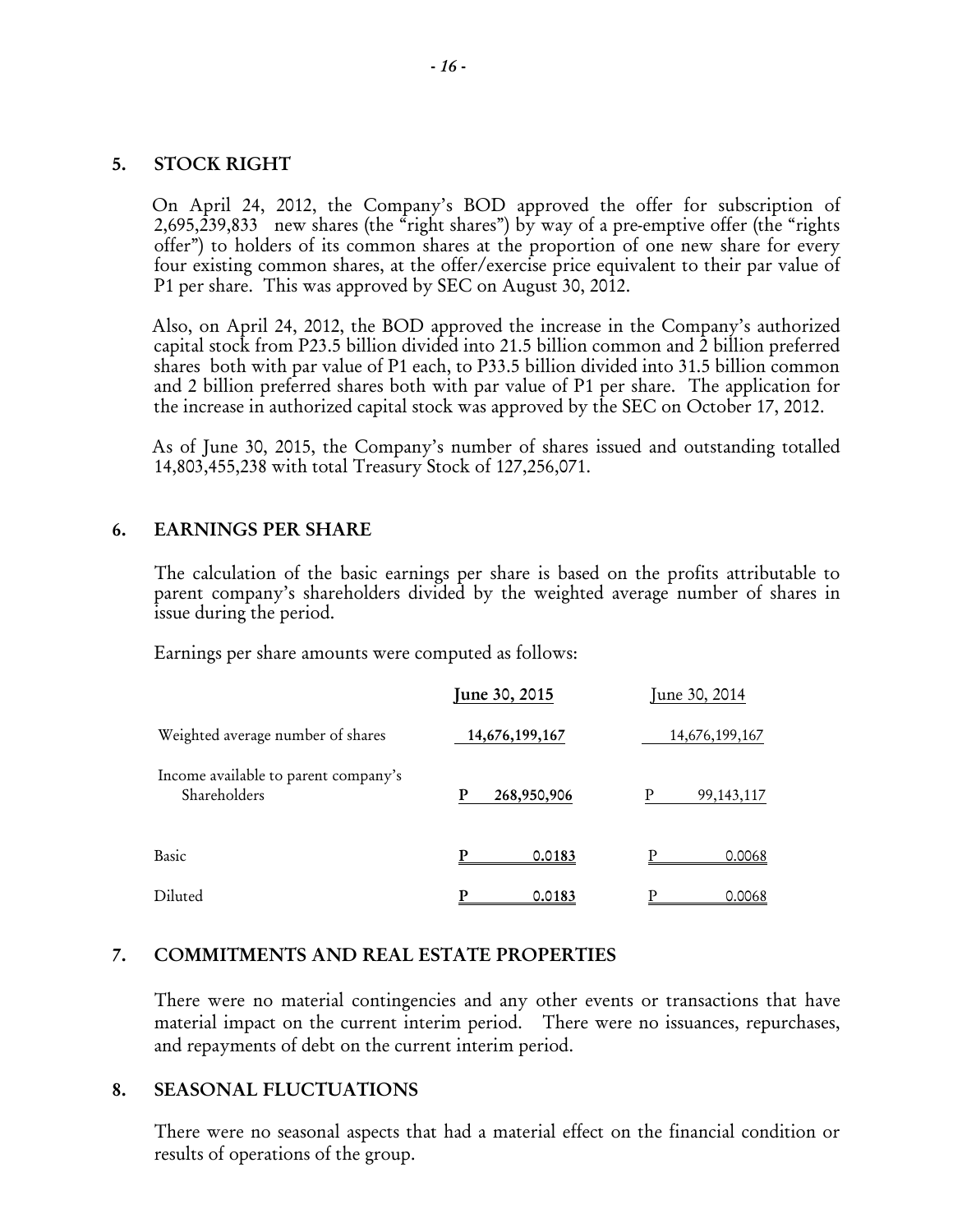## 5. STOCK RIGHT

On April 24, 2012, the Company's BOD approved the offer for subscription of 2,695,239,833 new shares (the "right shares") by way of a pre-emptive offer (the "rights offer") to holders of its common shares at the proportion of one new share for every four existing common shares, at the offer/exercise price equivalent to their par value of P1 per share. This was approved by SEC on August 30, 2012.

Also, on April 24, 2012, the BOD approved the increase in the Company's authorized capital stock from P23.5 billion divided into 21.5 billion common and 2 billion preferred shares both with par value of P1 each, to P33.5 billion divided into 31.5 billion common and 2 billion preferred shares both with par value of P1 per share. The application for the increase in authorized capital stock was approved by the SEC on October 17, 2012.

As of June 30, 2015, the Company's number of shares issued and outstanding totalled 14,803,455,238 with total Treasury Stock of 127,256,071.

## 6. EARNINGS PER SHARE

The calculation of the basic earnings per share is based on the profits attributable to parent company's shareholders divided by the weighted average number of shares in issue during the period.

Earnings per share amounts were computed as follows:

| | June 30, 2015 | June 30, 2014 |
|---|---|---|
| Weighted average number of shares | 14,676,199,167 | 14,676,199,167 |
| Income available to parent company's Shareholders | P 268,950,906 | P 99,143,117 |
| Basic | P 0.0183 | P 0.0068 |
| Diluted | P 0.0183 | P 0.0068 |

## 7. COMMITMENTS AND REAL ESTATE PROPERTIES

There were no material contingencies and any other events or transactions that have material impact on the current interim period. There were no issuances, repurchases, and repayments of debt on the current interim period.

## 8. SEASONAL FLUCTUATIONS

There were no seasonal aspects that had a material effect on the financial condition or results of operations of the group.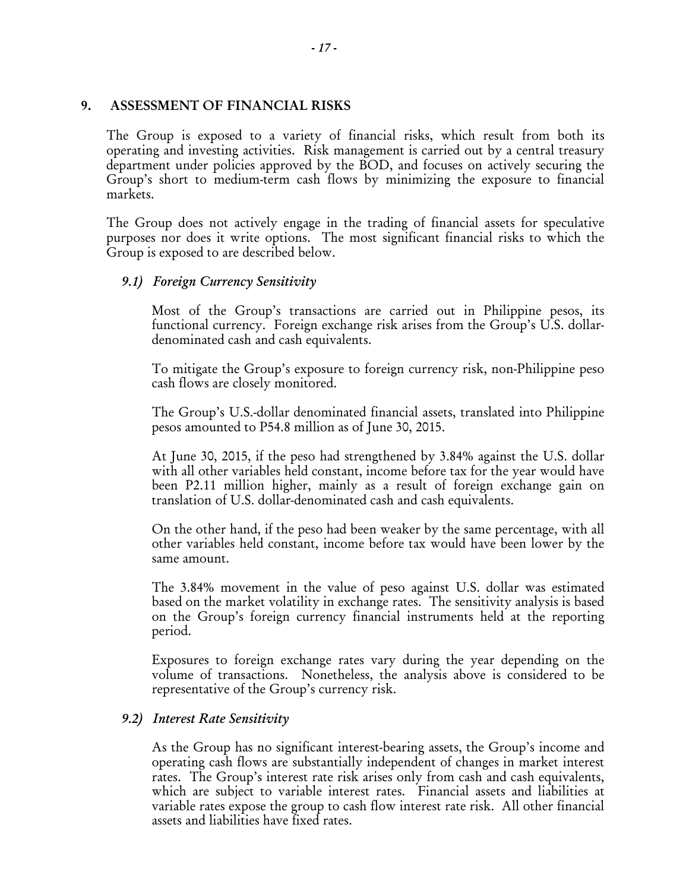## 9. ASSESSMENT OF FINANCIAL RISKS

The Group is exposed to a variety of financial risks, which result from both its operating and investing activities. Risk management is carried out by a central treasury department under policies approved by the BOD, and focuses on actively securing the Group's short to medium-term cash flows by minimizing the exposure to financial markets.

The Group does not actively engage in the trading of financial assets for speculative purposes nor does it write options. The most significant financial risks to which the Group is exposed to are described below.

### *9.1) Foreign Currency Sensitivity*

Most of the Group's transactions are carried out in Philippine pesos, its functional currency. Foreign exchange risk arises from the Group's U.S. dollar-denominated cash and cash equivalents.

To mitigate the Group's exposure to foreign currency risk, non-Philippine peso cash flows are closely monitored.

The Group's U.S.-dollar denominated financial assets, translated into Philippine pesos amounted to P54.8 million as of June 30, 2015.

At June 30, 2015, if the peso had strengthened by 3.84% against the U.S. dollar with all other variables held constant, income before tax for the year would have been P2.11 million higher, mainly as a result of foreign exchange gain on translation of U.S. dollar-denominated cash and cash equivalents.

On the other hand, if the peso had been weaker by the same percentage, with all other variables held constant, income before tax would have been lower by the same amount.

The 3.84% movement in the value of peso against U.S. dollar was estimated based on the market volatility in exchange rates. The sensitivity analysis is based on the Group's foreign currency financial instruments held at the reporting period.

Exposures to foreign exchange rates vary during the year depending on the volume of transactions. Nonetheless, the analysis above is considered to be representative of the Group's currency risk.

### *9.2) Interest Rate Sensitivity*

As the Group has no significant interest-bearing assets, the Group's income and operating cash flows are substantially independent of changes in market interest rates. The Group's interest rate risk arises only from cash and cash equivalents, which are subject to variable interest rates. Financial assets and liabilities at variable rates expose the group to cash flow interest rate risk. All other financial assets and liabilities have fixed rates.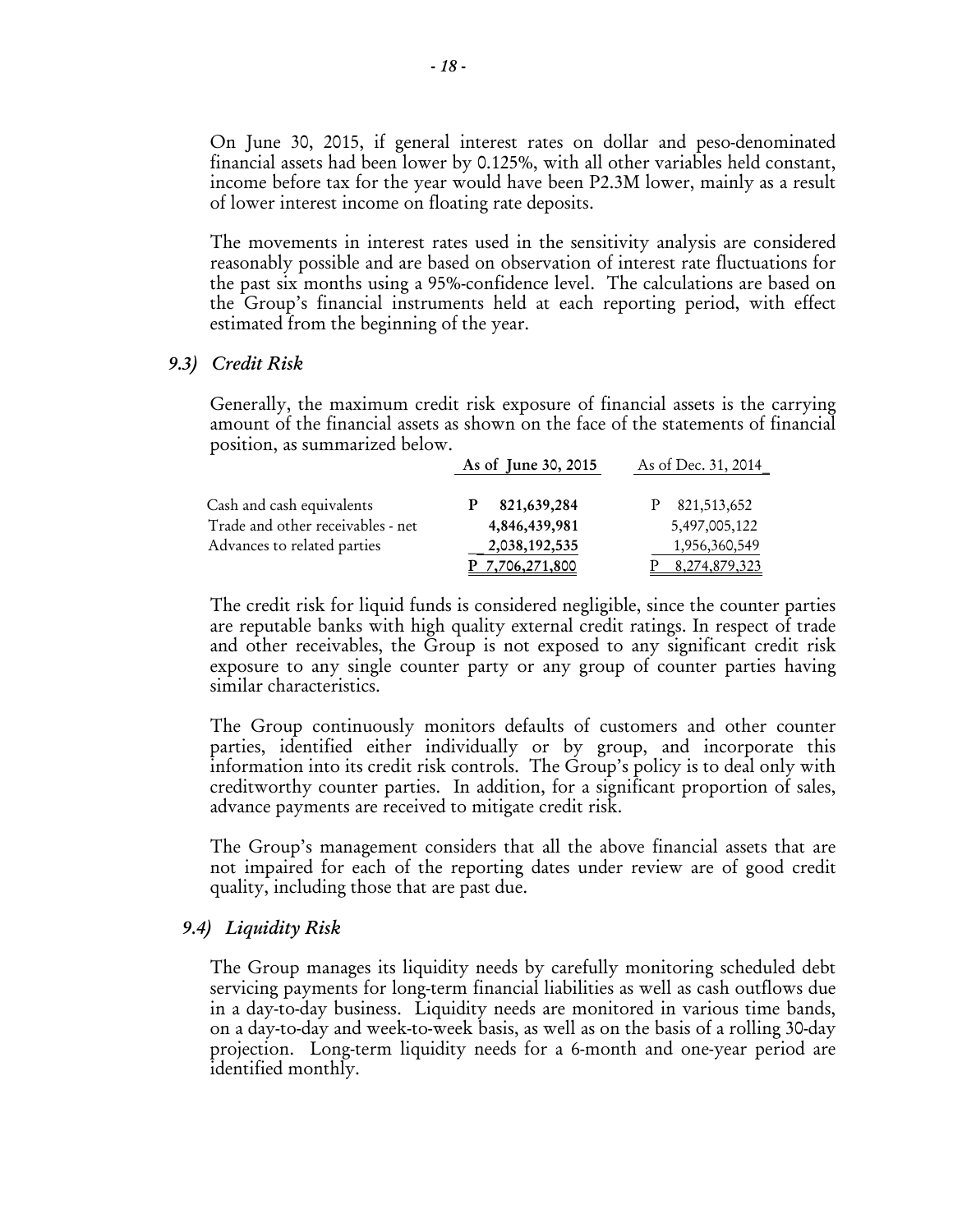On June 30, 2015, if general interest rates on dollar and peso-denominated financial assets had been lower by 0.125%, with all other variables held constant, income before tax for the year would have been P2.3M lower, mainly as a result of lower interest income on floating rate deposits.

The movements in interest rates used in the sensitivity analysis are considered reasonably possible and are based on observation of interest rate fluctuations for the past six months using a 95%-confidence level. The calculations are based on the Group's financial instruments held at each reporting period, with effect estimated from the beginning of the year.

### *9.3) Credit Risk*

Generally, the maximum credit risk exposure of financial assets is the carrying amount of the financial assets as shown on the face of the statements of financial position, as summarized below.

| | **As of June 30, 2015** | As of Dec. 31, 2014 |
|---|---|---|
| Cash and cash equivalents | **P 821,639,284** | P 821,513,652 |
| Trade and other receivables - net | **4,846,439,981** | 5,497,005,122 |
| Advances to related parties | **2,038,192,535** | 1,956,360,549 |
| | **P 7,706,271,800** | P 8,274,879,323 |

The credit risk for liquid funds is considered negligible, since the counter parties are reputable banks with high quality external credit ratings. In respect of trade and other receivables, the Group is not exposed to any significant credit risk exposure to any single counter party or any group of counter parties having similar characteristics.

The Group continuously monitors defaults of customers and other counter parties, identified either individually or by group, and incorporate this information into its credit risk controls. The Group's policy is to deal only with creditworthy counter parties. In addition, for a significant proportion of sales, advance payments are received to mitigate credit risk.

The Group's management considers that all the above financial assets that are not impaired for each of the reporting dates under review are of good credit quality, including those that are past due.

### *9.4) Liquidity Risk*

The Group manages its liquidity needs by carefully monitoring scheduled debt servicing payments for long-term financial liabilities as well as cash outflows due in a day-to-day business. Liquidity needs are monitored in various time bands, on a day-to-day and week-to-week basis, as well as on the basis of a rolling 30-day projection. Long-term liquidity needs for a 6-month and one-year period are identified monthly.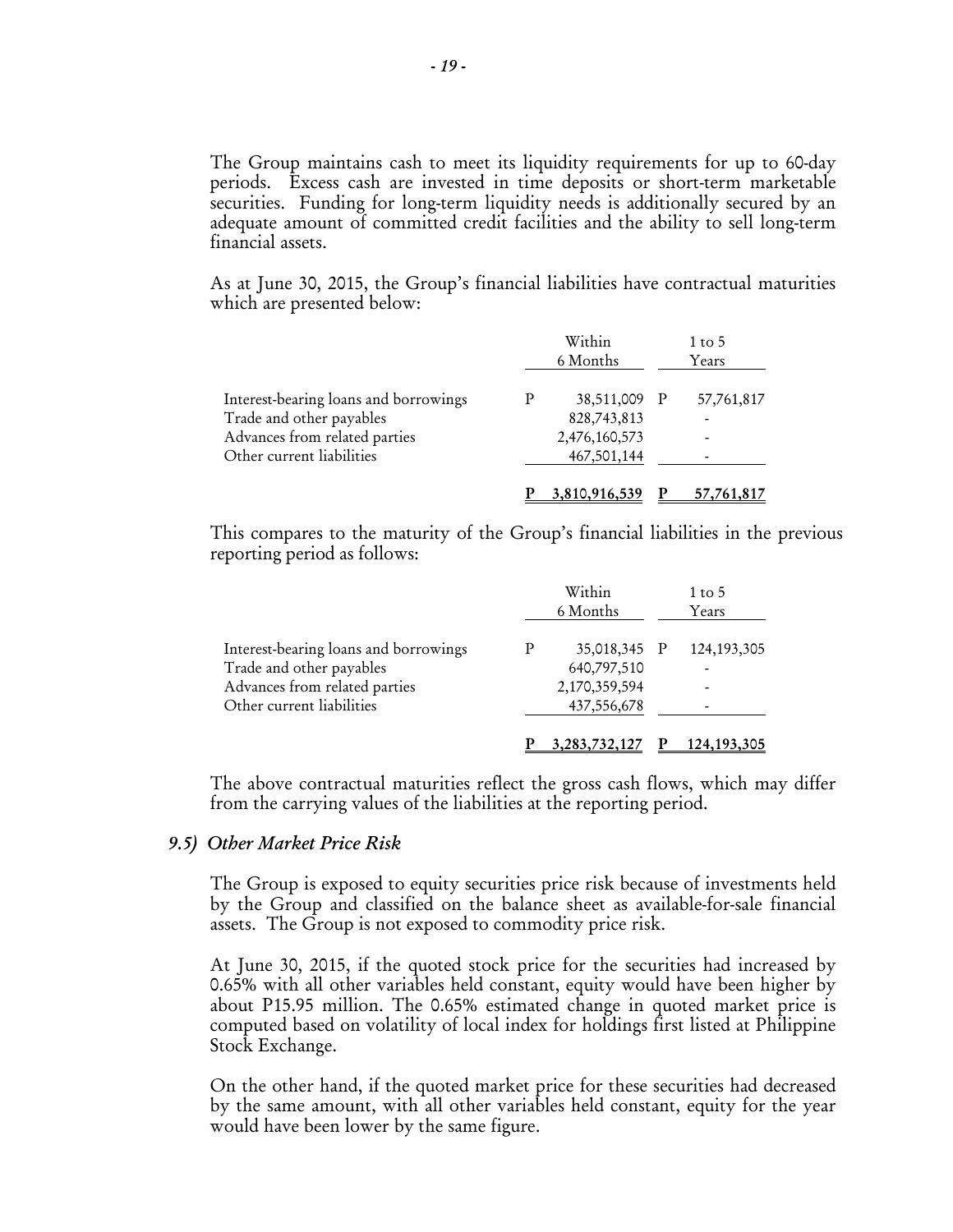The Group maintains cash to meet its liquidity requirements for up to 60-day periods. Excess cash are invested in time deposits or short-term marketable securities. Funding for long-term liquidity needs is additionally secured by an adequate amount of committed credit facilities and the ability to sell long-term financial assets.

As at June 30, 2015, the Group's financial liabilities have contractual maturities which are presented below:

| | Within 6 Months | 1 to 5 Years |
|---|---|---|
| Interest-bearing loans and borrowings | P 38,511,009 | P 57,761,817 |
| Trade and other payables | 828,743,813 | - |
| Advances from related parties | 2,476,160,573 | - |
| Other current liabilities | 467,501,144 | - |
| | P 3,810,916,539 | P 57,761,817 |

This compares to the maturity of the Group's financial liabilities in the previous reporting period as follows:

| | Within 6 Months | 1 to 5 Years |
|---|---|---|
| Interest-bearing loans and borrowings | P 35,018,345 | P 124,193,305 |
| Trade and other payables | 640,797,510 | - |
| Advances from related parties | 2,170,359,594 | - |
| Other current liabilities | 437,556,678 | - |
| | P 3,283,732,127 | P 124,193,305 |

The above contractual maturities reflect the gross cash flows, which may differ from the carrying values of the liabilities at the reporting period.

### *9.5) Other Market Price Risk*

The Group is exposed to equity securities price risk because of investments held by the Group and classified on the balance sheet as available-for-sale financial assets. The Group is not exposed to commodity price risk.

At June 30, 2015, if the quoted stock price for the securities had increased by 0.65% with all other variables held constant, equity would have been higher by about P15.95 million. The 0.65% estimated change in quoted market price is computed based on volatility of local index for holdings first listed at Philippine Stock Exchange.

On the other hand, if the quoted market price for these securities had decreased by the same amount, with all other variables held constant, equity for the year would have been lower by the same figure.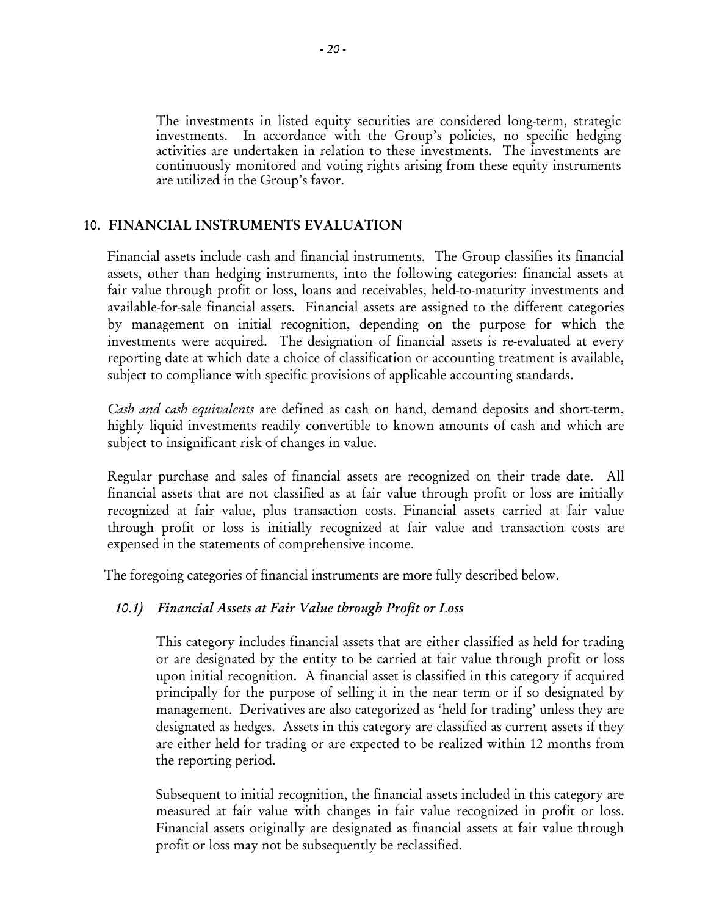The investments in listed equity securities are considered long-term, strategic investments. In accordance with the Group's policies, no specific hedging activities are undertaken in relation to these investments. The investments are continuously monitored and voting rights arising from these equity instruments are utilized in the Group's favor.

## 10. FINANCIAL INSTRUMENTS EVALUATION

Financial assets include cash and financial instruments. The Group classifies its financial assets, other than hedging instruments, into the following categories: financial assets at fair value through profit or loss, loans and receivables, held-to-maturity investments and available-for-sale financial assets. Financial assets are assigned to the different categories by management on initial recognition, depending on the purpose for which the investments were acquired. The designation of financial assets is re-evaluated at every reporting date at which date a choice of classification or accounting treatment is available, subject to compliance with specific provisions of applicable accounting standards.

*Cash and cash equivalents* are defined as cash on hand, demand deposits and short-term, highly liquid investments readily convertible to known amounts of cash and which are subject to insignificant risk of changes in value.

Regular purchase and sales of financial assets are recognized on their trade date. All financial assets that are not classified as at fair value through profit or loss are initially recognized at fair value, plus transaction costs. Financial assets carried at fair value through profit or loss is initially recognized at fair value and transaction costs are expensed in the statements of comprehensive income.

The foregoing categories of financial instruments are more fully described below.

### *10.1) Financial Assets at Fair Value through Profit or Loss*

This category includes financial assets that are either classified as held for trading or are designated by the entity to be carried at fair value through profit or loss upon initial recognition. A financial asset is classified in this category if acquired principally for the purpose of selling it in the near term or if so designated by management. Derivatives are also categorized as 'held for trading' unless they are designated as hedges. Assets in this category are classified as current assets if they are either held for trading or are expected to be realized within 12 months from the reporting period.

Subsequent to initial recognition, the financial assets included in this category are measured at fair value with changes in fair value recognized in profit or loss. Financial assets originally are designated as financial assets at fair value through profit or loss may not be subsequently be reclassified.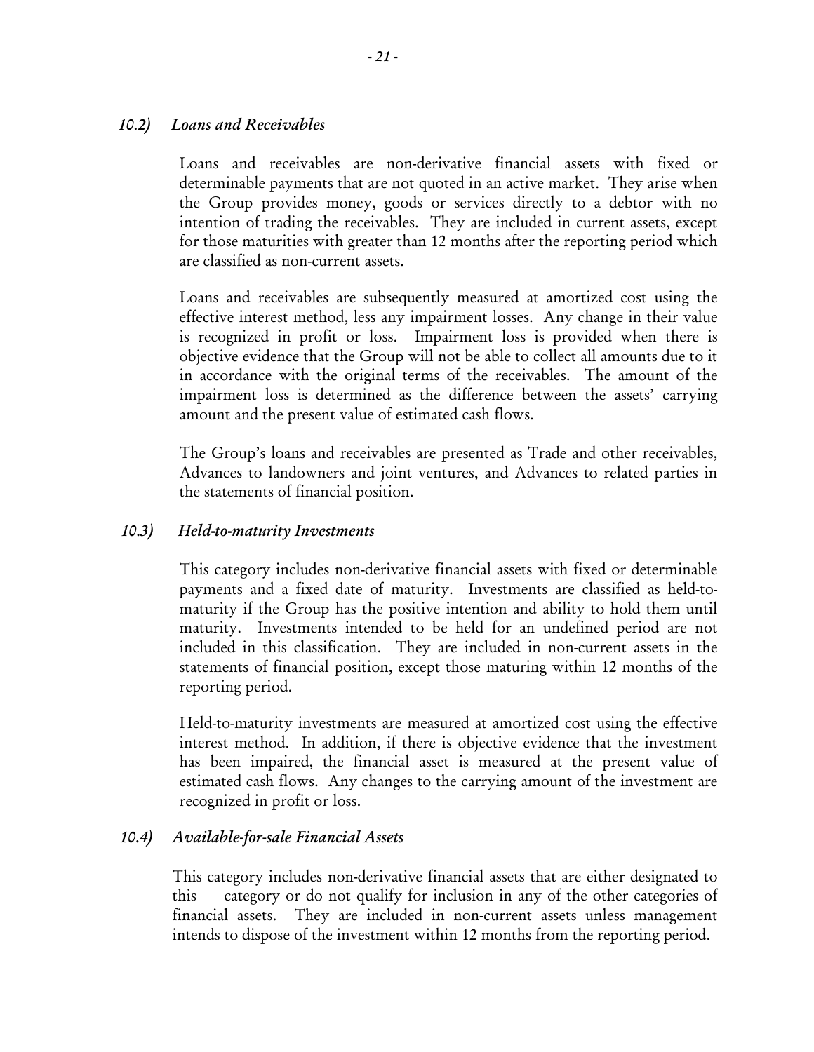### *10.2) Loans and Receivables*

Loans and receivables are non-derivative financial assets with fixed or determinable payments that are not quoted in an active market. They arise when the Group provides money, goods or services directly to a debtor with no intention of trading the receivables. They are included in current assets, except for those maturities with greater than 12 months after the reporting period which are classified as non-current assets.

Loans and receivables are subsequently measured at amortized cost using the effective interest method, less any impairment losses. Any change in their value is recognized in profit or loss. Impairment loss is provided when there is objective evidence that the Group will not be able to collect all amounts due to it in accordance with the original terms of the receivables. The amount of the impairment loss is determined as the difference between the assets' carrying amount and the present value of estimated cash flows.

The Group's loans and receivables are presented as Trade and other receivables, Advances to landowners and joint ventures, and Advances to related parties in the statements of financial position.

### *10.3) Held-to-maturity Investments*

This category includes non-derivative financial assets with fixed or determinable payments and a fixed date of maturity. Investments are classified as held-to-maturity if the Group has the positive intention and ability to hold them until maturity. Investments intended to be held for an undefined period are not included in this classification. They are included in non-current assets in the statements of financial position, except those maturing within 12 months of the reporting period.

Held-to-maturity investments are measured at amortized cost using the effective interest method. In addition, if there is objective evidence that the investment has been impaired, the financial asset is measured at the present value of estimated cash flows. Any changes to the carrying amount of the investment are recognized in profit or loss.

### *10.4) Available-for-sale Financial Assets*

This category includes non-derivative financial assets that are either designated to this category or do not qualify for inclusion in any of the other categories of financial assets. They are included in non-current assets unless management intends to dispose of the investment within 12 months from the reporting period.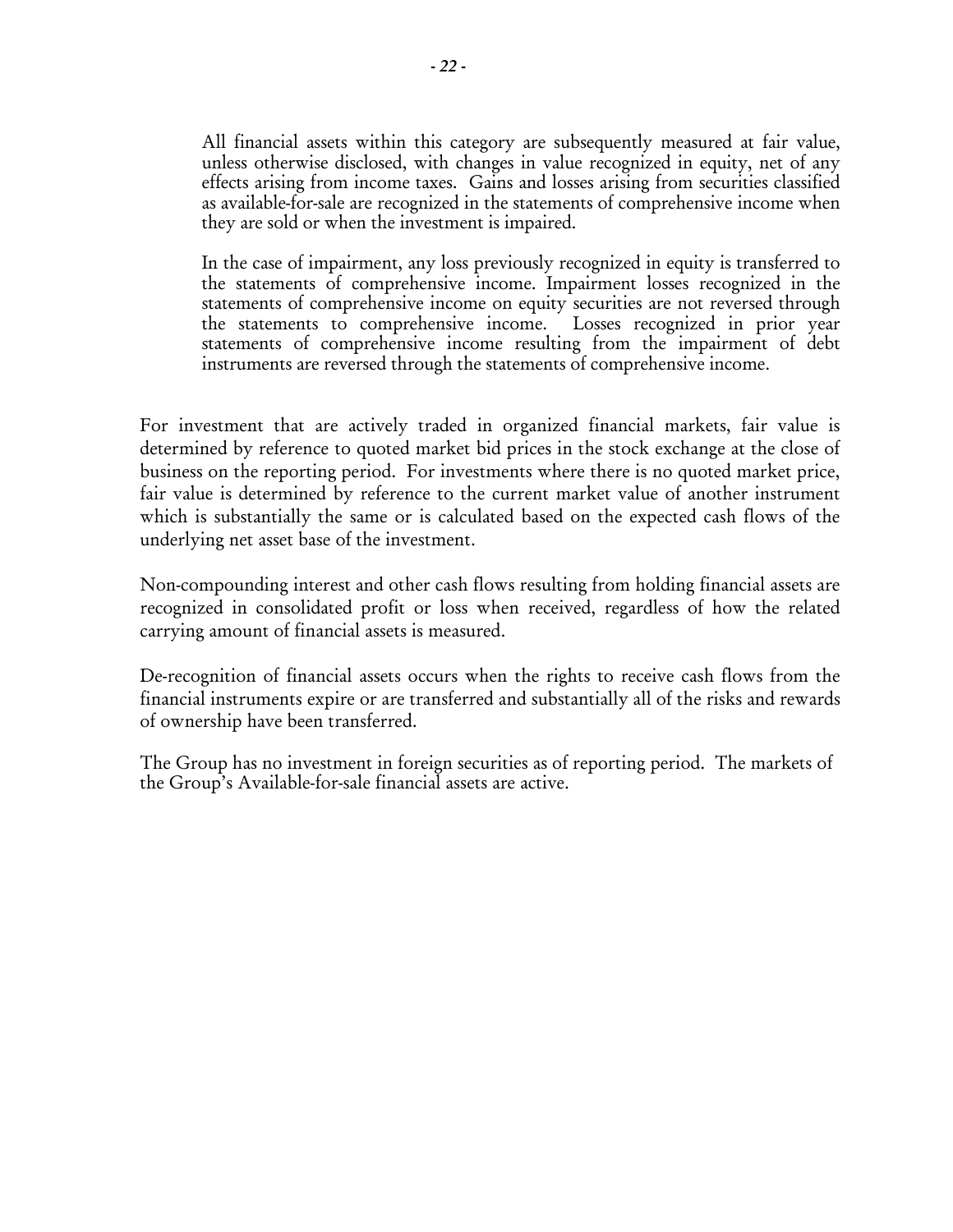All financial assets within this category are subsequently measured at fair value, unless otherwise disclosed, with changes in value recognized in equity, net of any effects arising from income taxes. Gains and losses arising from securities classified as available-for-sale are recognized in the statements of comprehensive income when they are sold or when the investment is impaired.

In the case of impairment, any loss previously recognized in equity is transferred to the statements of comprehensive income. Impairment losses recognized in the statements of comprehensive income on equity securities are not reversed through the statements to comprehensive income. Losses recognized in prior year statements of comprehensive income resulting from the impairment of debt instruments are reversed through the statements of comprehensive income.

For investment that are actively traded in organized financial markets, fair value is determined by reference to quoted market bid prices in the stock exchange at the close of business on the reporting period. For investments where there is no quoted market price, fair value is determined by reference to the current market value of another instrument which is substantially the same or is calculated based on the expected cash flows of the underlying net asset base of the investment.

Non-compounding interest and other cash flows resulting from holding financial assets are recognized in consolidated profit or loss when received, regardless of how the related carrying amount of financial assets is measured.

De-recognition of financial assets occurs when the rights to receive cash flows from the financial instruments expire or are transferred and substantially all of the risks and rewards of ownership have been transferred.

The Group has no investment in foreign securities as of reporting period. The markets of the Group's Available-for-sale financial assets are active.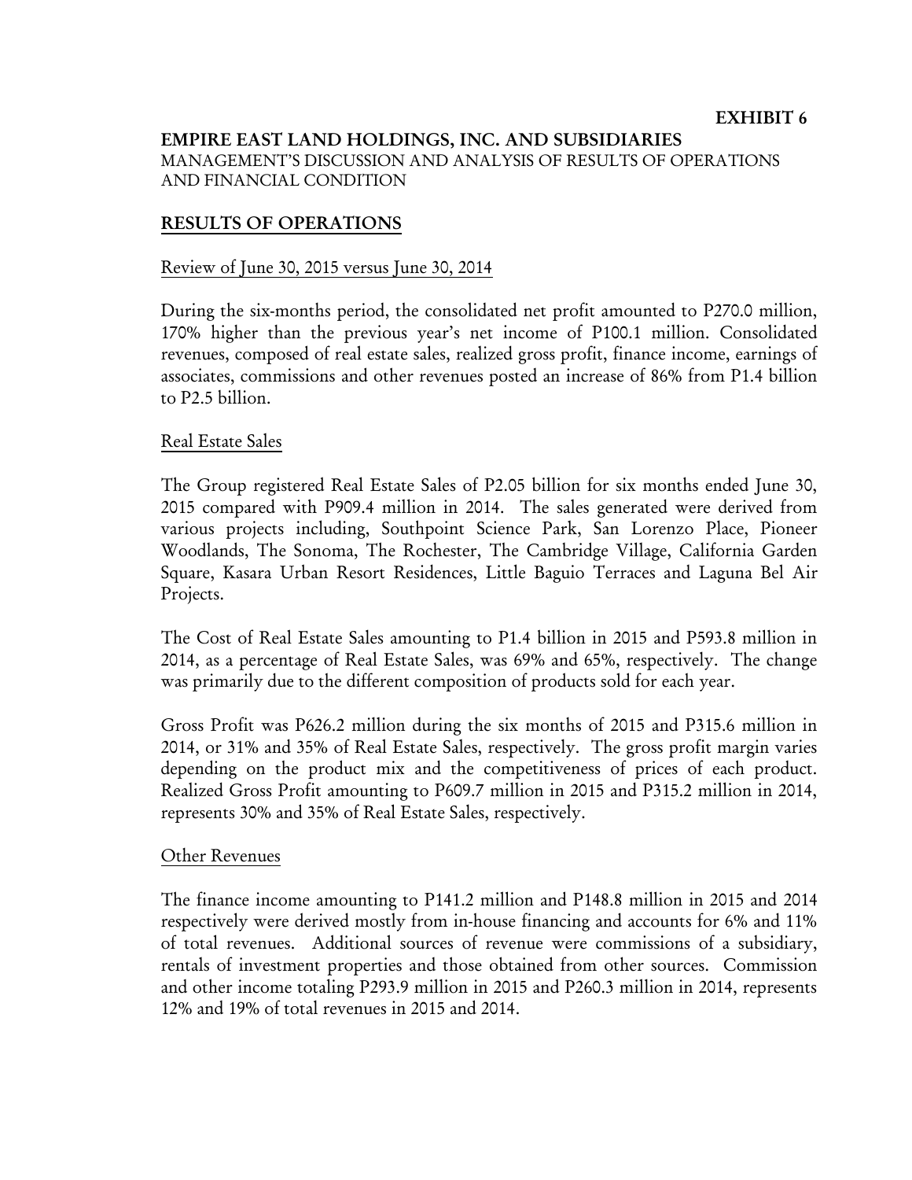**EXHIBIT 6**

**EMPIRE EAST LAND HOLDINGS, INC. AND SUBSIDIARIES**
MANAGEMENT'S DISCUSSION AND ANALYSIS OF RESULTS OF OPERATIONS AND FINANCIAL CONDITION

## RESULTS OF OPERATIONS

Review of June 30, 2015 versus June 30, 2014

During the six-months period, the consolidated net profit amounted to P270.0 million, 170% higher than the previous year's net income of P100.1 million. Consolidated revenues, composed of real estate sales, realized gross profit, finance income, earnings of associates, commissions and other revenues posted an increase of 86% from P1.4 billion to P2.5 billion.

Real Estate Sales

The Group registered Real Estate Sales of P2.05 billion for six months ended June 30, 2015 compared with P909.4 million in 2014. The sales generated were derived from various projects including, Southpoint Science Park, San Lorenzo Place, Pioneer Woodlands, The Sonoma, The Rochester, The Cambridge Village, California Garden Square, Kasara Urban Resort Residences, Little Baguio Terraces and Laguna Bel Air Projects.

The Cost of Real Estate Sales amounting to P1.4 billion in 2015 and P593.8 million in 2014, as a percentage of Real Estate Sales, was 69% and 65%, respectively. The change was primarily due to the different composition of products sold for each year.

Gross Profit was P626.2 million during the six months of 2015 and P315.6 million in 2014, or 31% and 35% of Real Estate Sales, respectively. The gross profit margin varies depending on the product mix and the competitiveness of prices of each product. Realized Gross Profit amounting to P609.7 million in 2015 and P315.2 million in 2014, represents 30% and 35% of Real Estate Sales, respectively.

Other Revenues

The finance income amounting to P141.2 million and P148.8 million in 2015 and 2014 respectively were derived mostly from in-house financing and accounts for 6% and 11% of total revenues. Additional sources of revenue were commissions of a subsidiary, rentals of investment properties and those obtained from other sources. Commission and other income totaling P293.9 million in 2015 and P260.3 million in 2014, represents 12% and 19% of total revenues in 2015 and 2014.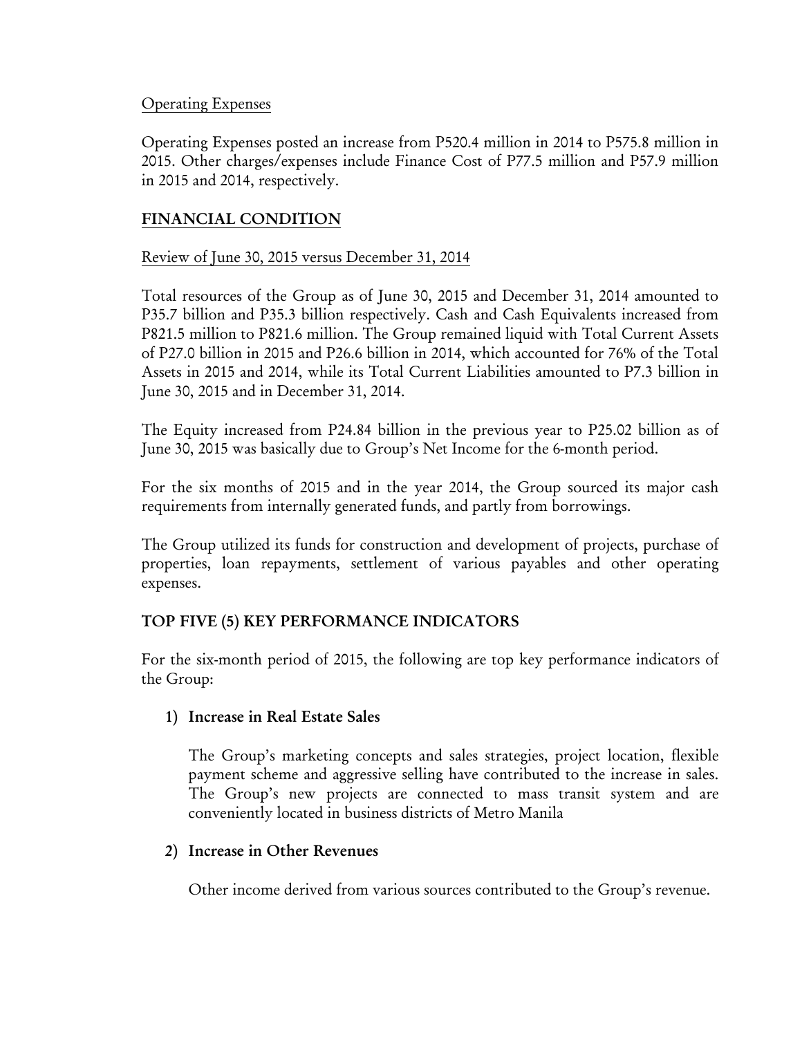Operating Expenses

Operating Expenses posted an increase from P520.4 million in 2014 to P575.8 million in 2015. Other charges/expenses include Finance Cost of P77.5 million and P57.9 million in 2015 and 2014, respectively.

## FINANCIAL CONDITION

Review of June 30, 2015 versus December 31, 2014

Total resources of the Group as of June 30, 2015 and December 31, 2014 amounted to P35.7 billion and P35.3 billion respectively. Cash and Cash Equivalents increased from P821.5 million to P821.6 million. The Group remained liquid with Total Current Assets of P27.0 billion in 2015 and P26.6 billion in 2014, which accounted for 76% of the Total Assets in 2015 and 2014, while its Total Current Liabilities amounted to P7.3 billion in June 30, 2015 and in December 31, 2014.

The Equity increased from P24.84 billion in the previous year to P25.02 billion as of June 30, 2015 was basically due to Group's Net Income for the 6-month period.

For the six months of 2015 and in the year 2014, the Group sourced its major cash requirements from internally generated funds, and partly from borrowings.

The Group utilized its funds for construction and development of projects, purchase of properties, loan repayments, settlement of various payables and other operating expenses.

## TOP FIVE (5) KEY PERFORMANCE INDICATORS

For the six-month period of 2015, the following are top key performance indicators of the Group:

1) **Increase in Real Estate Sales**

   The Group's marketing concepts and sales strategies, project location, flexible payment scheme and aggressive selling have contributed to the increase in sales. The Group's new projects are connected to mass transit system and are conveniently located in business districts of Metro Manila

2) **Increase in Other Revenues**

   Other income derived from various sources contributed to the Group's revenue.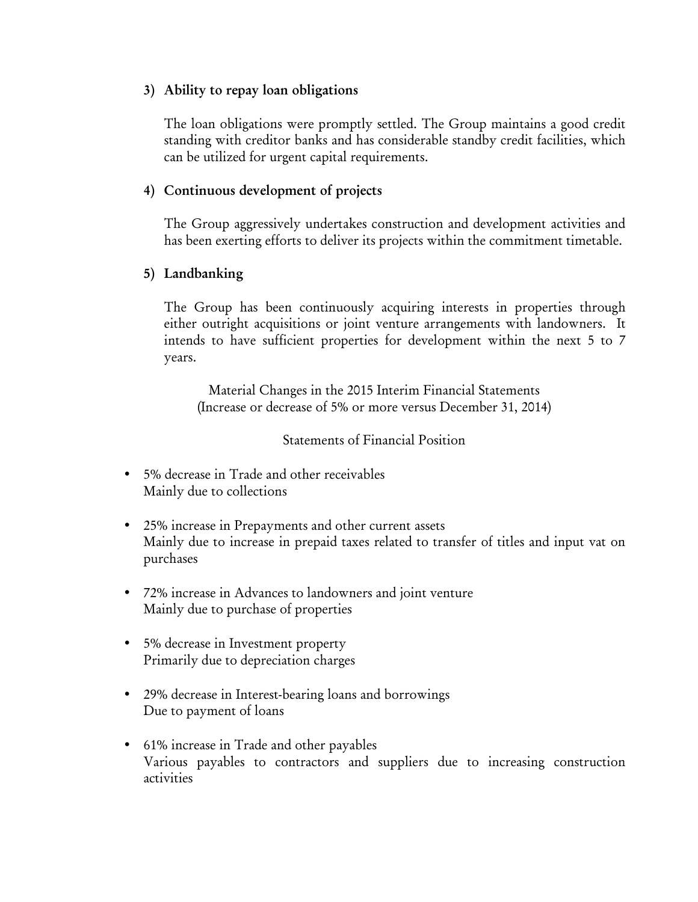3) **Ability to repay loan obligations**

   The loan obligations were promptly settled. The Group maintains a good credit standing with creditor banks and has considerable standby credit facilities, which can be utilized for urgent capital requirements.

4) **Continuous development of projects**

   The Group aggressively undertakes construction and development activities and has been exerting efforts to deliver its projects within the commitment timetable.

5) **Landbanking**

   The Group has been continuously acquiring interests in properties through either outright acquisitions or joint venture arrangements with landowners. It intends to have sufficient properties for development within the next 5 to 7 years.

Material Changes in the 2015 Interim Financial Statements
(Increase or decrease of 5% or more versus December 31, 2014)

Statements of Financial Position

- 5% decrease in Trade and other receivables
  Mainly due to collections

- 25% increase in Prepayments and other current assets
  Mainly due to increase in prepaid taxes related to transfer of titles and input vat on purchases

- 72% increase in Advances to landowners and joint venture
  Mainly due to purchase of properties

- 5% decrease in Investment property
  Primarily due to depreciation charges

- 29% decrease in Interest-bearing loans and borrowings
  Due to payment of loans

- 61% increase in Trade and other payables
  Various payables to contractors and suppliers due to increasing construction activities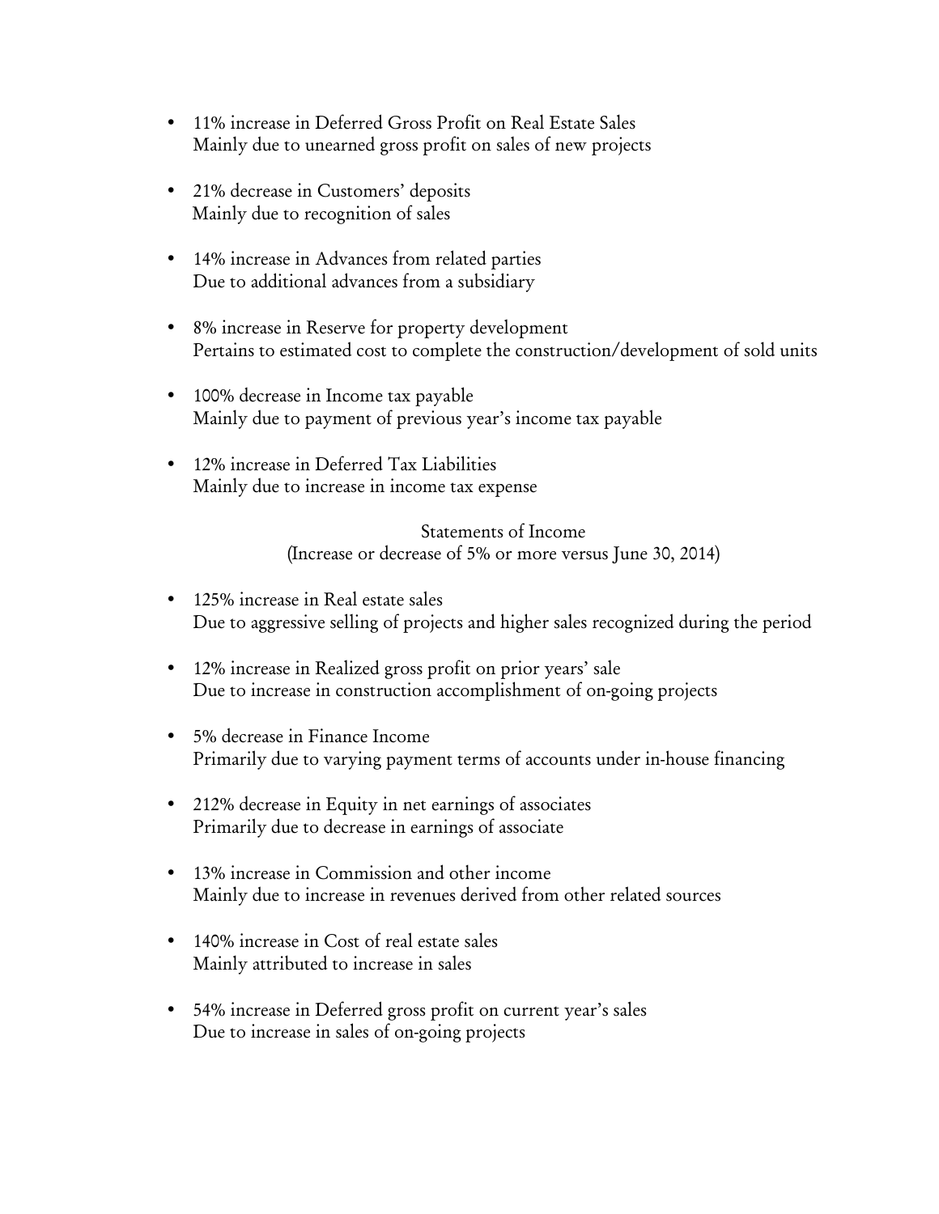- 11% increase in Deferred Gross Profit on Real Estate Sales
  Mainly due to unearned gross profit on sales of new projects

- 21% decrease in Customers' deposits
  Mainly due to recognition of sales

- 14% increase in Advances from related parties
  Due to additional advances from a subsidiary

- 8% increase in Reserve for property development
  Pertains to estimated cost to complete the construction/development of sold units

- 100% decrease in Income tax payable
  Mainly due to payment of previous year's income tax payable

- 12% increase in Deferred Tax Liabilities
  Mainly due to increase in income tax expense

Statements of Income
(Increase or decrease of 5% or more versus June 30, 2014)

- 125% increase in Real estate sales
  Due to aggressive selling of projects and higher sales recognized during the period

- 12% increase in Realized gross profit on prior years' sale
  Due to increase in construction accomplishment of on-going projects

- 5% decrease in Finance Income
  Primarily due to varying payment terms of accounts under in-house financing

- 212% decrease in Equity in net earnings of associates
  Primarily due to decrease in earnings of associate

- 13% increase in Commission and other income
  Mainly due to increase in revenues derived from other related sources

- 140% increase in Cost of real estate sales
  Mainly attributed to increase in sales

- 54% increase in Deferred gross profit on current year's sales
  Due to increase in sales of on-going projects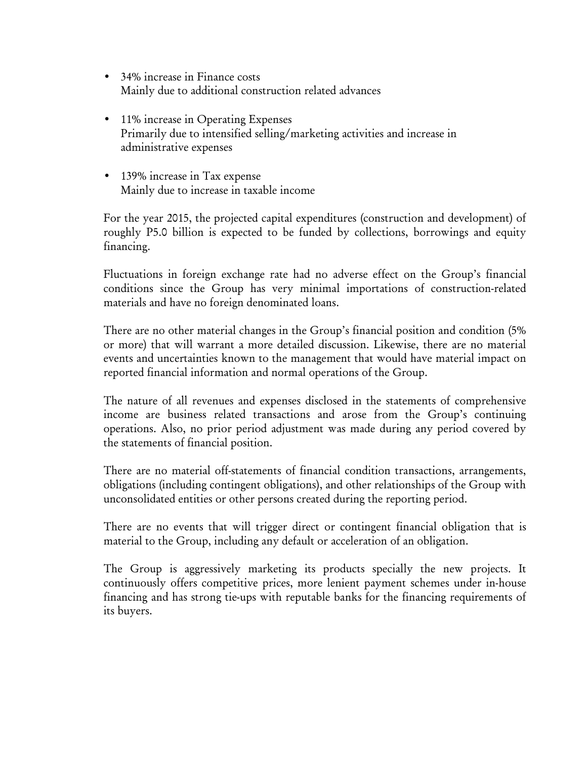- 34% increase in Finance costs
  Mainly due to additional construction related advances

- 11% increase in Operating Expenses
  Primarily due to intensified selling/marketing activities and increase in administrative expenses

- 139% increase in Tax expense
  Mainly due to increase in taxable income

For the year 2015, the projected capital expenditures (construction and development) of roughly P5.0 billion is expected to be funded by collections, borrowings and equity financing.

Fluctuations in foreign exchange rate had no adverse effect on the Group's financial conditions since the Group has very minimal importations of construction-related materials and have no foreign denominated loans.

There are no other material changes in the Group's financial position and condition (5% or more) that will warrant a more detailed discussion. Likewise, there are no material events and uncertainties known to the management that would have material impact on reported financial information and normal operations of the Group.

The nature of all revenues and expenses disclosed in the statements of comprehensive income are business related transactions and arose from the Group's continuing operations. Also, no prior period adjustment was made during any period covered by the statements of financial position.

There are no material off-statements of financial condition transactions, arrangements, obligations (including contingent obligations), and other relationships of the Group with unconsolidated entities or other persons created during the reporting period.

There are no events that will trigger direct or contingent financial obligation that is material to the Group, including any default or acceleration of an obligation.

The Group is aggressively marketing its products specially the new projects. It continuously offers competitive prices, more lenient payment schemes under in-house financing and has strong tie-ups with reputable banks for the financing requirements of its buyers.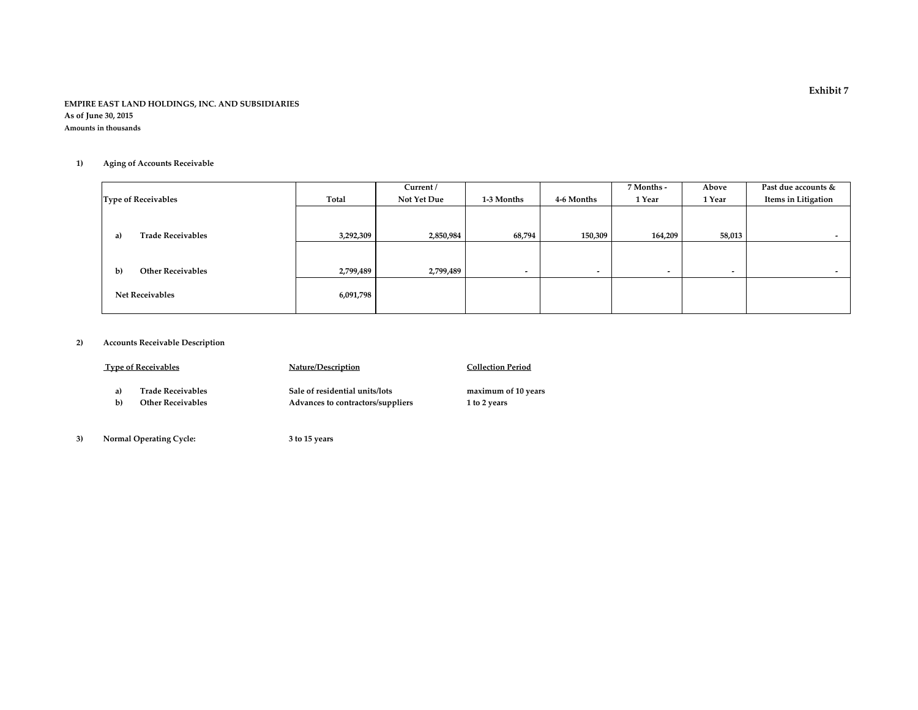**Exhibit 7**

**EMPIRE EAST LAND HOLDINGS, INC. AND SUBSIDIARIES**
**As of June 30, 2015**
**Amounts in thousands**

**1) Aging of Accounts Receivable**

| Type of Receivables | Total | Current / Not Yet Due | 1-3 Months | 4-6 Months | 7 Months - 1 Year | Above 1 Year | Past due accounts & Items in Litigation |
|---|---|---|---|---|---|---|---|
| a) Trade Receivables | 3,292,309 | 2,850,984 | 68,794 | 150,309 | 164,209 | 58,013 | - |
| b) Other Receivables | 2,799,489 | 2,799,489 | - | - | - | - | - |
| Net Receivables | 6,091,798 | | | | | | |

**2) Accounts Receivable Description**

| Type of Receivables | Nature/Description | Collection Period |
|---|---|---|
| a) Trade Receivables | Sale of residential units/lots | maximum of 10 years |
| b) Other Receivables | Advances to contractors/suppliers | 1 to 2 years |

**3) Normal Operating Cycle:** **3 to 15 years**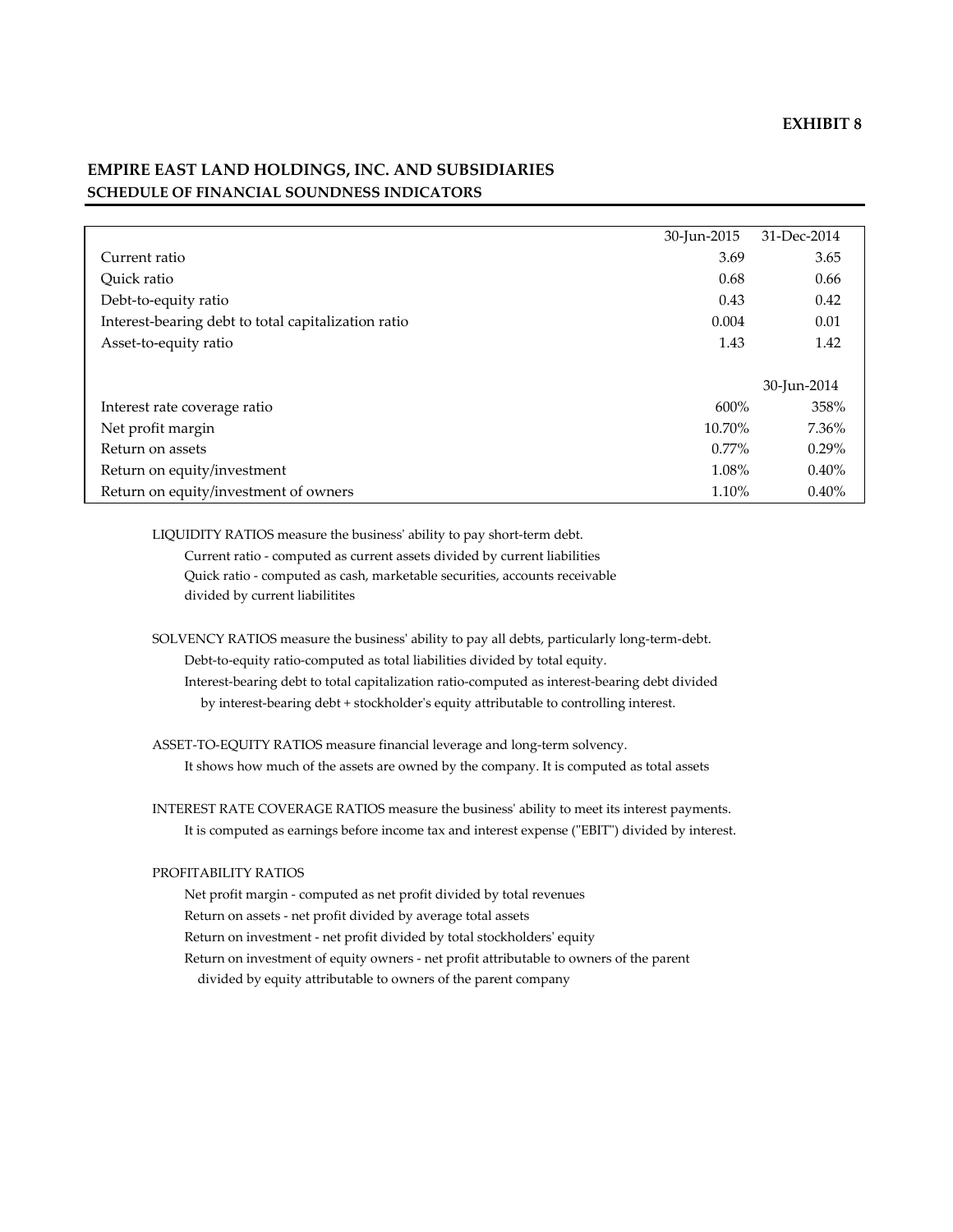**EXHIBIT 8**

## EMPIRE EAST LAND HOLDINGS, INC. AND SUBSIDIARIES

### SCHEDULE OF FINANCIAL SOUNDNESS INDICATORS

| | 30-Jun-2015 | 31-Dec-2014 |
|---|---|---|
| Current ratio | 3.69 | 3.65 |
| Quick ratio | 0.68 | 0.66 |
| Debt-to-equity ratio | 0.43 | 0.42 |
| Interest-bearing debt to total capitalization ratio | 0.004 | 0.01 |
| Asset-to-equity ratio | 1.43 | 1.42 |
| | | |
| | | 30-Jun-2014 |
| Interest rate coverage ratio | 600% | 358% |
| Net profit margin | 10.70% | 7.36% |
| Return on assets | 0.77% | 0.29% |
| Return on equity/investment | 1.08% | 0.40% |
| Return on equity/investment of owners | 1.10% | 0.40% |

LIQUIDITY RATIOS measure the business' ability to pay short-term debt.
Current ratio - computed as current assets divided by current liabilities
Quick ratio - computed as cash, marketable securities, accounts receivable divided by current liabilitites

SOLVENCY RATIOS measure the business' ability to pay all debts, particularly long-term-debt.
Debt-to-equity ratio-computed as total liabilities divided by total equity.
Interest-bearing debt to total capitalization ratio-computed as interest-bearing debt divided by interest-bearing debt + stockholder's equity attributable to controlling interest.

ASSET-TO-EQUITY RATIOS measure financial leverage and long-term solvency.
It shows how much of the assets are owned by the company. It is computed as total assets

INTEREST RATE COVERAGE RATIOS measure the business' ability to meet its interest payments.
It is computed as earnings before income tax and interest expense ("EBIT") divided by interest.

PROFITABILITY RATIOS
Net profit margin - computed as net profit divided by total revenues
Return on assets - net profit divided by average total assets
Return on investment - net profit divided by total stockholders' equity
Return on investment of equity owners - net profit attributable to owners of the parent divided by equity attributable to owners of the parent company